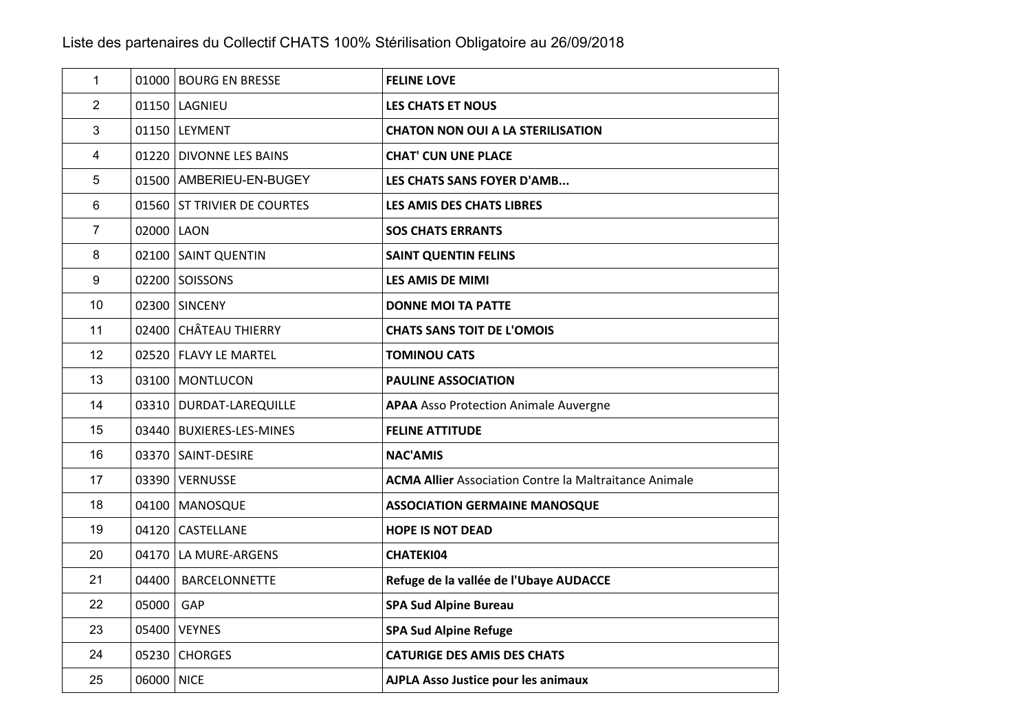Liste des partenaires du Collectif CHATS 100% Stérilisation Obligatoire au 26/09/2018

| | | | |
|---|---|---|---|
| 1 | 01000 | BOURG EN BRESSE | **FELINE LOVE** |
| 2 | 01150 | LAGNIEU | **LES CHATS ET NOUS** |
| 3 | 01150 | LEYMENT | **CHATON NON OUI A LA STERILISATION** |
| 4 | 01220 | DIVONNE LES BAINS | **CHAT' CUN UNE PLACE** |
| 5 | 01500 | AMBERIEU-EN-BUGEY | **LES CHATS SANS FOYER D'AMB...** |
| 6 | 01560 | ST TRIVIER DE COURTES | **LES AMIS DES CHATS LIBRES** |
| 7 | 02000 | LAON | **SOS CHATS ERRANTS** |
| 8 | 02100 | SAINT QUENTIN | **SAINT QUENTIN FELINS** |
| 9 | 02200 | SOISSONS | **LES AMIS DE MIMI** |
| 10 | 02300 | SINCENY | **DONNE MOI TA PATTE** |
| 11 | 02400 | CHÂTEAU THIERRY | **CHATS SANS TOIT DE L'OMOIS** |
| 12 | 02520 | FLAVY LE MARTEL | **TOMINOU CATS** |
| 13 | 03100 | MONTLUCON | **PAULINE ASSOCIATION** |
| 14 | 03310 | DURDAT-LAREQUILLE | **APAA** Asso Protection Animale Auvergne |
| 15 | 03440 | BUXIERES-LES-MINES | **FELINE ATTITUDE** |
| 16 | 03370 | SAINT-DESIRE | **NAC'AMIS** |
| 17 | 03390 | VERNUSSE | **ACMA Allier** Association Contre la Maltraitance Animale |
| 18 | 04100 | MANOSQUE | **ASSOCIATION GERMAINE MANOSQUE** |
| 19 | 04120 | CASTELLANE | **HOPE IS NOT DEAD** |
| 20 | 04170 | LA MURE-ARGENS | **CHATEKI04** |
| 21 | 04400 | BARCELONNETTE | **Refuge de la vallée de l'Ubaye AUDACCE** |
| 22 | 05000 | GAP | **SPA Sud Alpine Bureau** |
| 23 | 05400 | VEYNES | **SPA Sud Alpine Refuge** |
| 24 | 05230 | CHORGES | **CATURIGE DES AMIS DES CHATS** |
| 25 | 06000 | NICE | **AJPLA Asso Justice pour les animaux** |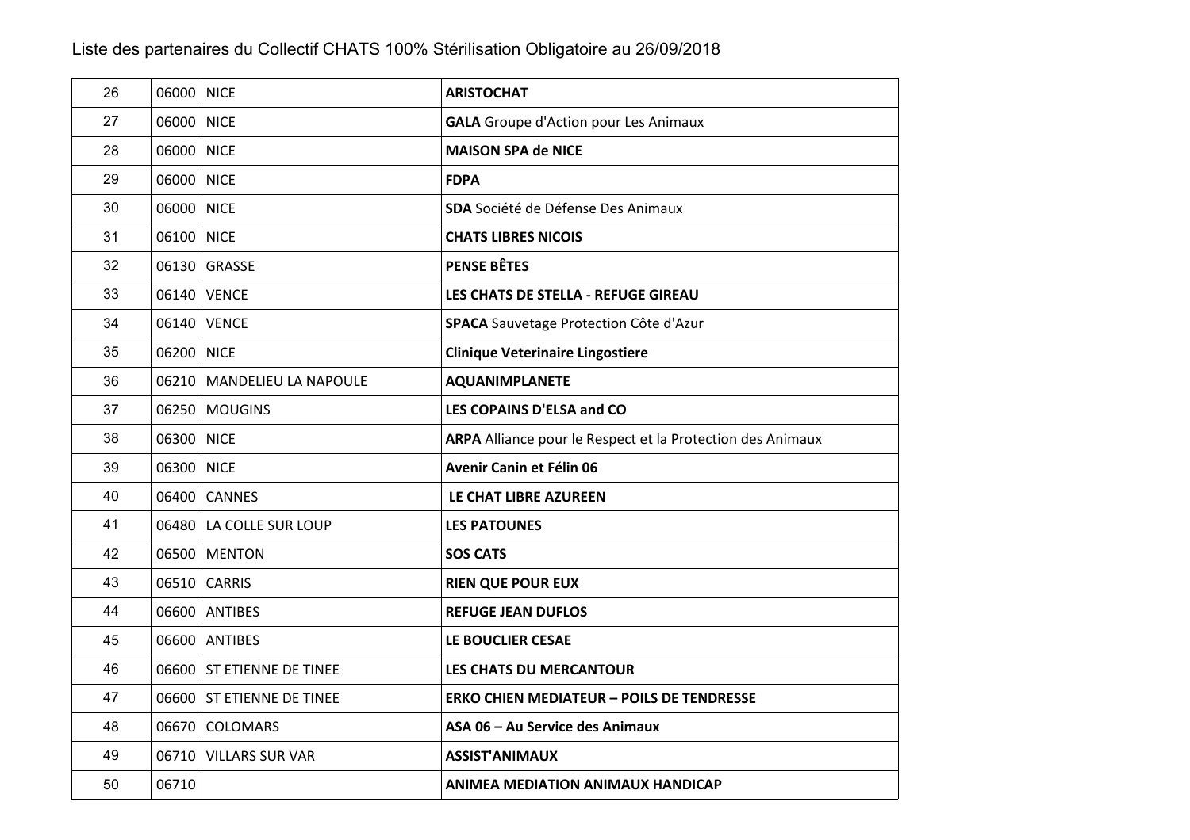Liste des partenaires du Collectif CHATS 100% Stérilisation Obligatoire au 26/09/2018

| | | | |
|---|---|---|---|
| 26 | 06000 | NICE | **ARISTOCHAT** |
| 27 | 06000 | NICE | **GALA** Groupe d'Action pour Les Animaux |
| 28 | 06000 | NICE | **MAISON SPA de NICE** |
| 29 | 06000 | NICE | **FDPA** |
| 30 | 06000 | NICE | **SDA** Société de Défense Des Animaux |
| 31 | 06100 | NICE | **CHATS LIBRES NICOIS** |
| 32 | 06130 | GRASSE | **PENSE BÊTES** |
| 33 | 06140 | VENCE | **LES CHATS DE STELLA - REFUGE GIREAU** |
| 34 | 06140 | VENCE | **SPACA** Sauvetage Protection Côte d'Azur |
| 35 | 06200 | NICE | **Clinique Veterinaire Lingostiere** |
| 36 | 06210 | MANDELIEU LA NAPOULE | **AQUANIMPLANETE** |
| 37 | 06250 | MOUGINS | **LES COPAINS D'ELSA and CO** |
| 38 | 06300 | NICE | **ARPA** Alliance pour le Respect et la Protection des Animaux |
| 39 | 06300 | NICE | **Avenir Canin et Félin 06** |
| 40 | 06400 | CANNES | **LE CHAT LIBRE AZUREEN** |
| 41 | 06480 | LA COLLE SUR LOUP | **LES PATOUNES** |
| 42 | 06500 | MENTON | **SOS CATS** |
| 43 | 06510 | CARRIS | **RIEN QUE POUR EUX** |
| 44 | 06600 | ANTIBES | **REFUGE JEAN DUFLOS** |
| 45 | 06600 | ANTIBES | **LE BOUCLIER CESAE** |
| 46 | 06600 | ST ETIENNE DE TINEE | **LES CHATS DU MERCANTOUR** |
| 47 | 06600 | ST ETIENNE DE TINEE | **ERKO CHIEN MEDIATEUR – POILS DE TENDRESSE** |
| 48 | 06670 | COLOMARS | **ASA 06 – Au Service des Animaux** |
| 49 | 06710 | VILLARS SUR VAR | **ASSIST'ANIMAUX** |
| 50 | 06710 | | **ANIMEA MEDIATION ANIMAUX HANDICAP** |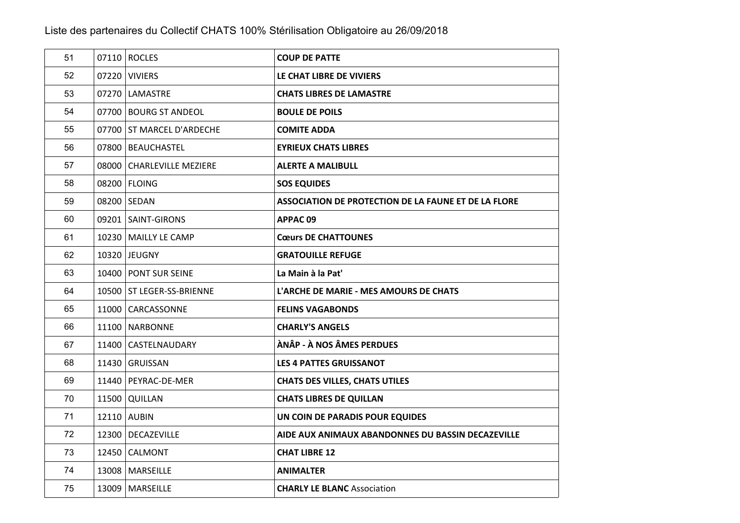Liste des partenaires du Collectif CHATS 100% Stérilisation Obligatoire au 26/09/2018

| | | | |
|---|---|---|---|
| 51 | 07110 | ROCLES | **COUP DE PATTE** |
| 52 | 07220 | VIVIERS | **LE CHAT LIBRE DE VIVIERS** |
| 53 | 07270 | LAMASTRE | **CHATS LIBRES DE LAMASTRE** |
| 54 | 07700 | BOURG ST ANDEOL | **BOULE DE POILS** |
| 55 | 07700 | ST MARCEL D'ARDECHE | **COMITE ADDA** |
| 56 | 07800 | BEAUCHASTEL | **EYRIEUX CHATS LIBRES** |
| 57 | 08000 | CHARLEVILLE MEZIERE | **ALERTE A MALIBULL** |
| 58 | 08200 | FLOING | **SOS EQUIDES** |
| 59 | 08200 | SEDAN | **ASSOCIATION DE PROTECTION DE LA FAUNE ET DE LA FLORE** |
| 60 | 09201 | SAINT-GIRONS | **APPAC 09** |
| 61 | 10230 | MAILLY LE CAMP | **Cœurs DE CHATTOUNES** |
| 62 | 10320 | JEUGNY | **GRATOUILLE REFUGE** |
| 63 | 10400 | PONT SUR SEINE | **La Main à la Pat'** |
| 64 | 10500 | ST LEGER-SS-BRIENNE | **L'ARCHE DE MARIE - MES AMOURS DE CHATS** |
| 65 | 11000 | CARCASSONNE | **FELINS VAGABONDS** |
| 66 | 11100 | NARBONNE | **CHARLY'S ANGELS** |
| 67 | 11400 | CASTELNAUDARY | **ÀNÂP - À NOS ÂMES PERDUES** |
| 68 | 11430 | GRUISSAN | **LES 4 PATTES GRUISSANOT** |
| 69 | 11440 | PEYRAC-DE-MER | **CHATS DES VILLES, CHATS UTILES** |
| 70 | 11500 | QUILLAN | **CHATS LIBRES DE QUILLAN** |
| 71 | 12110 | AUBIN | **UN COIN DE PARADIS POUR EQUIDES** |
| 72 | 12300 | DECAZEVILLE | **AIDE AUX ANIMAUX ABANDONNES DU BASSIN DECAZEVILLE** |
| 73 | 12450 | CALMONT | **CHAT LIBRE 12** |
| 74 | 13008 | MARSEILLE | **ANIMALTER** |
| 75 | 13009 | MARSEILLE | **CHARLY LE BLANC** Association |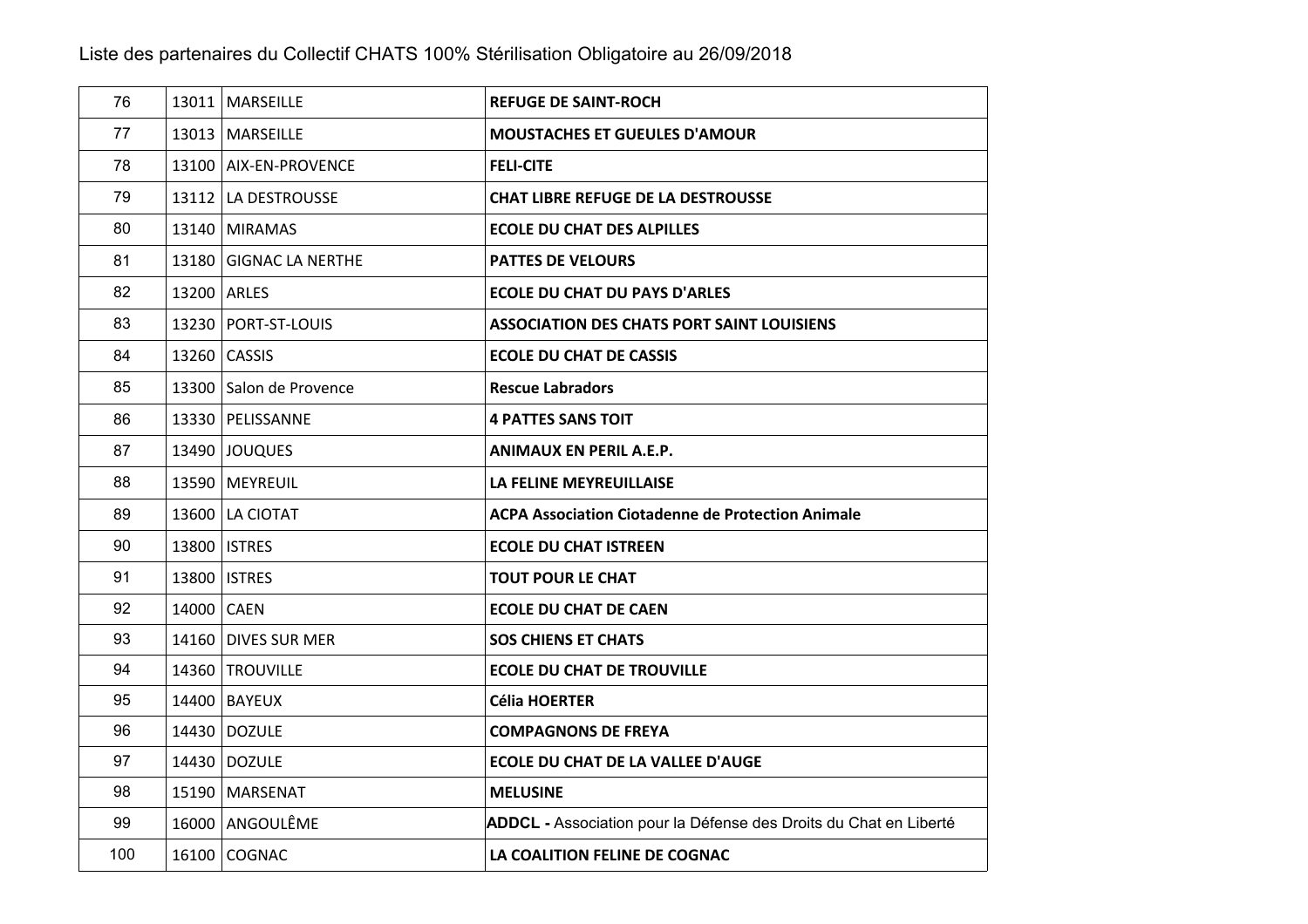Liste des partenaires du Collectif CHATS 100% Stérilisation Obligatoire au 26/09/2018

| | | | |
|---|---|---|---|
| 76 | 13011 | MARSEILLE | **REFUGE DE SAINT-ROCH** |
| 77 | 13013 | MARSEILLE | **MOUSTACHES ET GUEULES D'AMOUR** |
| 78 | 13100 | AIX-EN-PROVENCE | **FELI-CITE** |
| 79 | 13112 | LA DESTROUSSE | **CHAT LIBRE REFUGE DE LA DESTROUSSE** |
| 80 | 13140 | MIRAMAS | **ECOLE DU CHAT DES ALPILLES** |
| 81 | 13180 | GIGNAC LA NERTHE | **PATTES DE VELOURS** |
| 82 | 13200 | ARLES | **ECOLE DU CHAT DU PAYS D'ARLES** |
| 83 | 13230 | PORT-ST-LOUIS | **ASSOCIATION DES CHATS PORT SAINT LOUISIENS** |
| 84 | 13260 | CASSIS | **ECOLE DU CHAT DE CASSIS** |
| 85 | 13300 | Salon de Provence | **Rescue Labradors** |
| 86 | 13330 | PELISSANNE | **4 PATTES SANS TOIT** |
| 87 | 13490 | JOUQUES | **ANIMAUX EN PERIL A.E.P.** |
| 88 | 13590 | MEYREUIL | **LA FELINE MEYREUILLAISE** |
| 89 | 13600 | LA CIOTAT | **ACPA Association Ciotadenne de Protection Animale** |
| 90 | 13800 | ISTRES | **ECOLE DU CHAT ISTREEN** |
| 91 | 13800 | ISTRES | **TOUT POUR LE CHAT** |
| 92 | 14000 | CAEN | **ECOLE DU CHAT DE CAEN** |
| 93 | 14160 | DIVES SUR MER | **SOS CHIENS ET CHATS** |
| 94 | 14360 | TROUVILLE | **ECOLE DU CHAT DE TROUVILLE** |
| 95 | 14400 | BAYEUX | **Célia HOERTER** |
| 96 | 14430 | DOZULE | **COMPAGNONS DE FREYA** |
| 97 | 14430 | DOZULE | **ECOLE DU CHAT DE LA VALLEE D'AUGE** |
| 98 | 15190 | MARSENAT | **MELUSINE** |
| 99 | 16000 | ANGOULÊME | **ADDCL -** Association pour la Défense des Droits du Chat en Liberté |
| 100 | 16100 | COGNAC | **LA COALITION FELINE DE COGNAC** |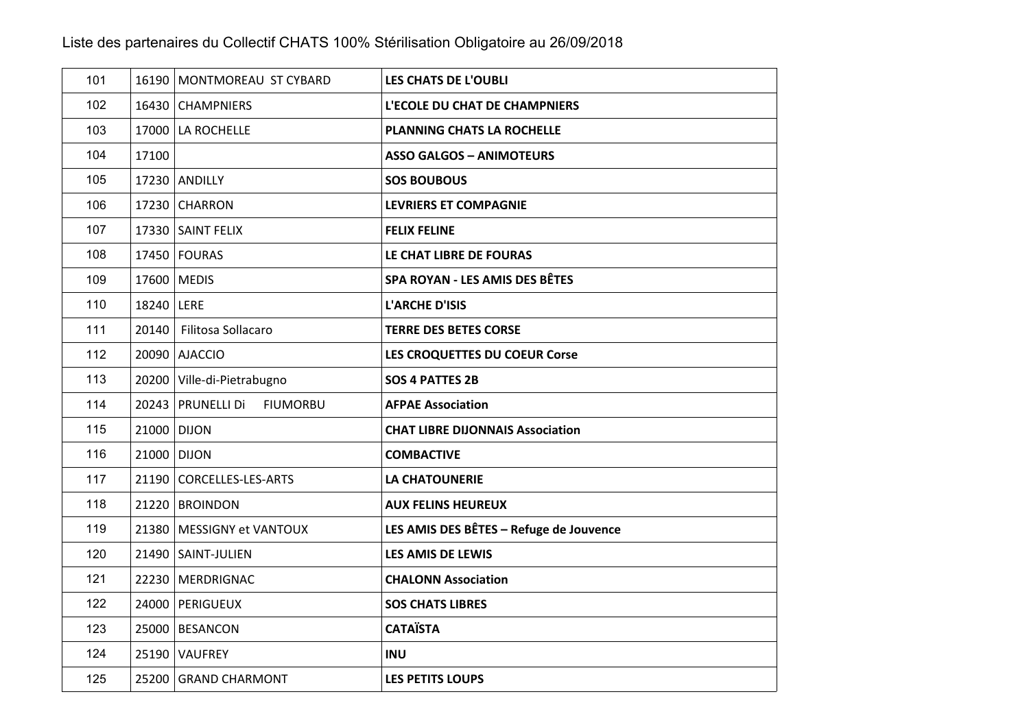Liste des partenaires du Collectif CHATS 100% Stérilisation Obligatoire au 26/09/2018

| | | | |
|---|---|---|---|
| 101 | 16190 | MONTMOREAU ST CYBARD | **LES CHATS DE L'OUBLI** |
| 102 | 16430 | CHAMPNIERS | **L'ECOLE DU CHAT DE CHAMPNIERS** |
| 103 | 17000 | LA ROCHELLE | **PLANNING CHATS LA ROCHELLE** |
| 104 | 17100 | | **ASSO GALGOS – ANIMOTEURS** |
| 105 | 17230 | ANDILLY | **SOS BOUBOUS** |
| 106 | 17230 | CHARRON | **LEVRIERS ET COMPAGNIE** |
| 107 | 17330 | SAINT FELIX | **FELIX FELINE** |
| 108 | 17450 | FOURAS | **LE CHAT LIBRE DE FOURAS** |
| 109 | 17600 | MEDIS | **SPA ROYAN - LES AMIS DES BÊTES** |
| 110 | 18240 | LERE | **L'ARCHE D'ISIS** |
| 111 | 20140 | Filitosa Sollacaro | **TERRE DES BETES CORSE** |
| 112 | 20090 | AJACCIO | **LES CROQUETTES DU COEUR Corse** |
| 113 | 20200 | Ville-di-Pietrabugno | **SOS 4 PATTES 2B** |
| 114 | 20243 | PRUNELLI Di FIUMORBU | **AFPAE Association** |
| 115 | 21000 | DIJON | **CHAT LIBRE DIJONNAIS Association** |
| 116 | 21000 | DIJON | **COMBACTIVE** |
| 117 | 21190 | CORCELLES-LES-ARTS | **LA CHATOUNERIE** |
| 118 | 21220 | BROINDON | **AUX FELINS HEUREUX** |
| 119 | 21380 | MESSIGNY et VANTOUX | **LES AMIS DES BÊTES – Refuge de Jouvence** |
| 120 | 21490 | SAINT-JULIEN | **LES AMIS DE LEWIS** |
| 121 | 22230 | MERDRIGNAC | **CHALONN Association** |
| 122 | 24000 | PERIGUEUX | **SOS CHATS LIBRES** |
| 123 | 25000 | BESANCON | **CATAÏSTA** |
| 124 | 25190 | VAUFREY | **INU** |
| 125 | 25200 | GRAND CHARMONT | **LES PETITS LOUPS** |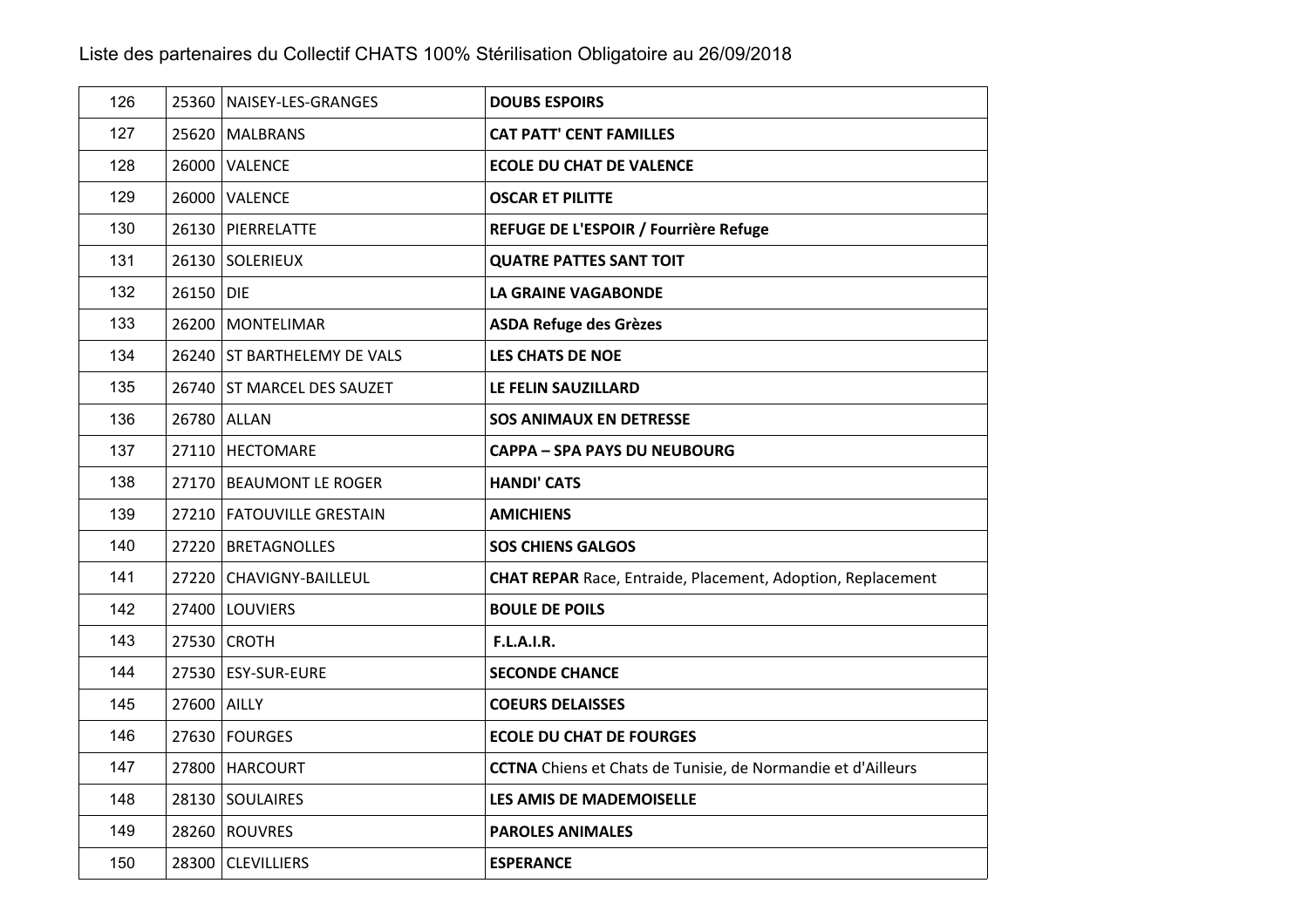Liste des partenaires du Collectif CHATS 100% Stérilisation Obligatoire au 26/09/2018

| | | | |
|---|---|---|---|
| 126 | 25360 | NAISEY-LES-GRANGES | **DOUBS ESPOIRS** |
| 127 | 25620 | MALBRANS | **CAT PATT' CENT FAMILLES** |
| 128 | 26000 | VALENCE | **ECOLE DU CHAT DE VALENCE** |
| 129 | 26000 | VALENCE | **OSCAR ET PILITTE** |
| 130 | 26130 | PIERRELATTE | **REFUGE DE L'ESPOIR / Fourrière Refuge** |
| 131 | 26130 | SOLERIEUX | **QUATRE PATTES SANT TOIT** |
| 132 | 26150 | DIE | **LA GRAINE VAGABONDE** |
| 133 | 26200 | MONTELIMAR | **ASDA Refuge des Grèzes** |
| 134 | 26240 | ST BARTHELEMY DE VALS | **LES CHATS DE NOE** |
| 135 | 26740 | ST MARCEL DES SAUZET | **LE FELIN SAUZILLARD** |
| 136 | 26780 | ALLAN | **SOS ANIMAUX EN DETRESSE** |
| 137 | 27110 | HECTOMARE | **CAPPA – SPA PAYS DU NEUBOURG** |
| 138 | 27170 | BEAUMONT LE ROGER | **HANDI' CATS** |
| 139 | 27210 | FATOUVILLE GRESTAIN | **AMICHIENS** |
| 140 | 27220 | BRETAGNOLLES | **SOS CHIENS GALGOS** |
| 141 | 27220 | CHAVIGNY-BAILLEUL | **CHAT REPAR** Race, Entraide, Placement, Adoption, Replacement |
| 142 | 27400 | LOUVIERS | **BOULE DE POILS** |
| 143 | 27530 | CROTH | **F.L.A.I.R.** |
| 144 | 27530 | ESY-SUR-EURE | **SECONDE CHANCE** |
| 145 | 27600 | AILLY | **COEURS DELAISSES** |
| 146 | 27630 | FOURGES | **ECOLE DU CHAT DE FOURGES** |
| 147 | 27800 | HARCOURT | **CCTNA** Chiens et Chats de Tunisie, de Normandie et d'Ailleurs |
| 148 | 28130 | SOULAIRES | **LES AMIS DE MADEMOISELLE** |
| 149 | 28260 | ROUVRES | **PAROLES ANIMALES** |
| 150 | 28300 | CLEVILLIERS | **ESPERANCE** |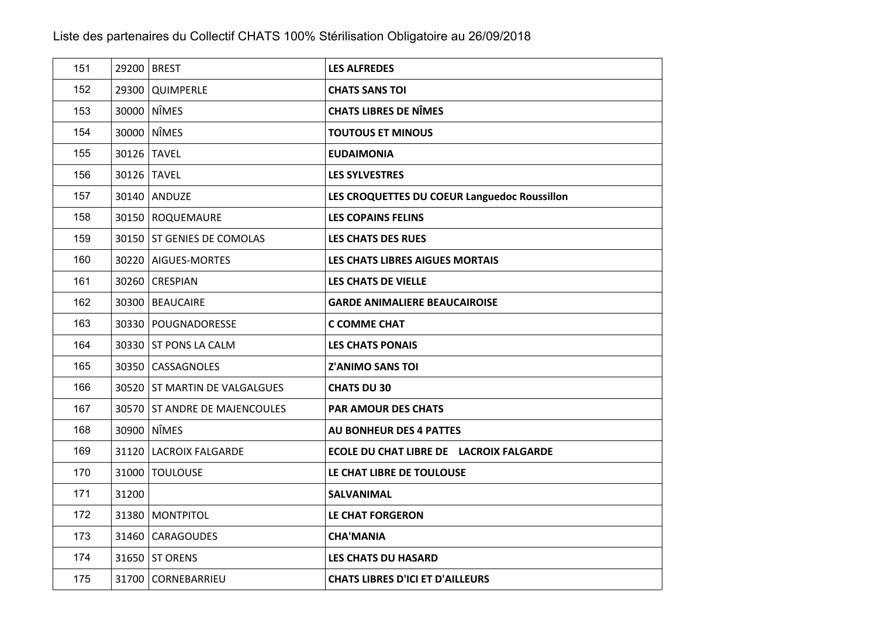Liste des partenaires du Collectif CHATS 100% Stérilisation Obligatoire au 26/09/2018

| | | | |
|---|---|---|---|
| 151 | 29200 | BREST | **LES ALFREDES** |
| 152 | 29300 | QUIMPERLE | **CHATS SANS TOI** |
| 153 | 30000 | NÎMES | **CHATS LIBRES DE NÎMES** |
| 154 | 30000 | NÎMES | **TOUTOUS ET MINOUS** |
| 155 | 30126 | TAVEL | **EUDAIMONIA** |
| 156 | 30126 | TAVEL | **LES SYLVESTRES** |
| 157 | 30140 | ANDUZE | **LES CROQUETTES DU COEUR Languedoc Roussillon** |
| 158 | 30150 | ROQUEMAURE | **LES COPAINS FELINS** |
| 159 | 30150 | ST GENIES DE COMOLAS | **LES CHATS DES RUES** |
| 160 | 30220 | AIGUES-MORTES | **LES CHATS LIBRES AIGUES MORTAIS** |
| 161 | 30260 | CRESPIAN | **LES CHATS DE VIELLE** |
| 162 | 30300 | BEAUCAIRE | **GARDE ANIMALIERE BEAUCAIROISE** |
| 163 | 30330 | POUGNADORESSE | **C COMME CHAT** |
| 164 | 30330 | ST PONS LA CALM | **LES CHATS PONAIS** |
| 165 | 30350 | CASSAGNOLES | **Z'ANIMO SANS TOI** |
| 166 | 30520 | ST MARTIN DE VALGALGUES | **CHATS DU 30** |
| 167 | 30570 | ST ANDRE DE MAJENCOULES | **PAR AMOUR DES CHATS** |
| 168 | 30900 | NÎMES | **AU BONHEUR DES 4 PATTES** |
| 169 | 31120 | LACROIX FALGARDE | **ECOLE DU CHAT LIBRE DE LACROIX FALGARDE** |
| 170 | 31000 | TOULOUSE | **LE CHAT LIBRE DE TOULOUSE** |
| 171 | 31200 | | **SALVANIMAL** |
| 172 | 31380 | MONTPITOL | **LE CHAT FORGERON** |
| 173 | 31460 | CARAGOUDES | **CHA'MANIA** |
| 174 | 31650 | ST ORENS | **LES CHATS DU HASARD** |
| 175 | 31700 | CORNEBARRIEU | **CHATS LIBRES D'ICI ET D'AILLEURS** |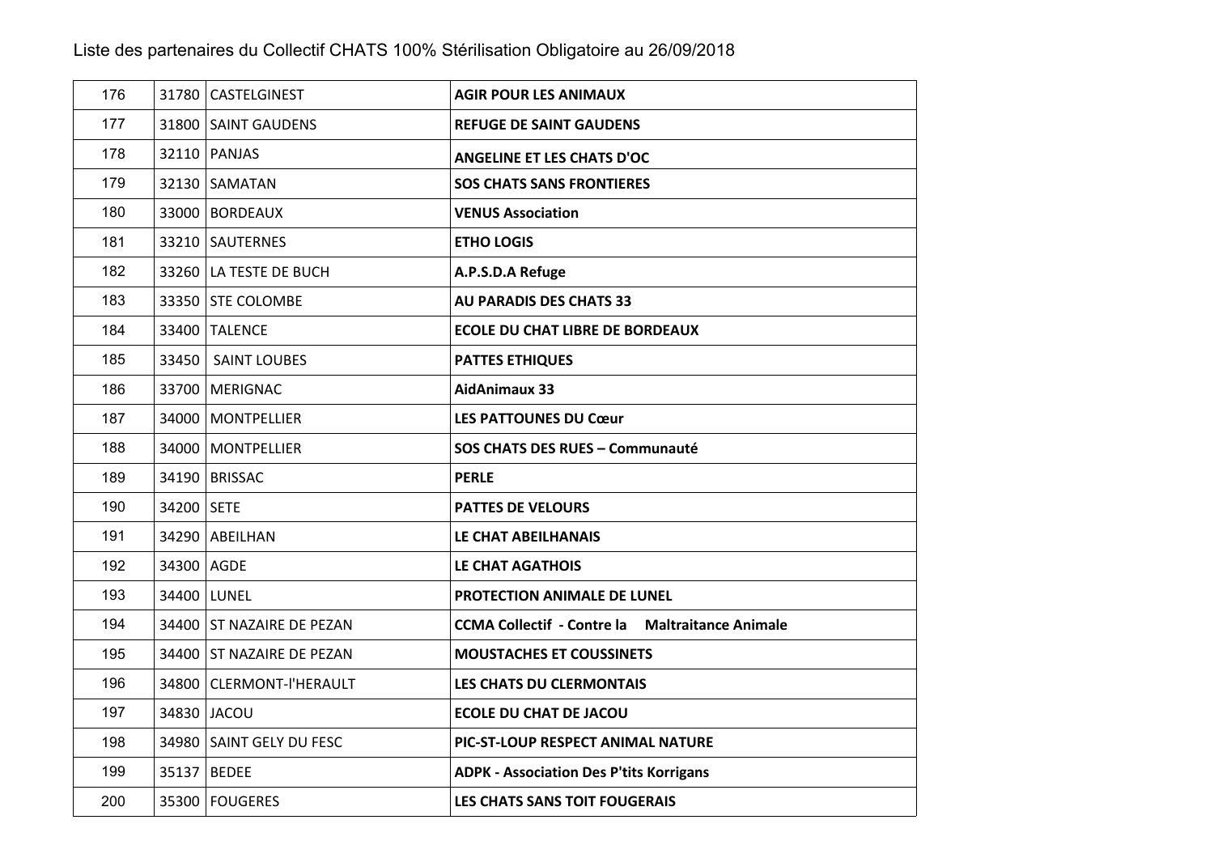Liste des partenaires du Collectif CHATS 100% Stérilisation Obligatoire au 26/09/2018

| | | | |
|---|---|---|---|
| 176 | 31780 | CASTELGINEST | **AGIR POUR LES ANIMAUX** |
| 177 | 31800 | SAINT GAUDENS | **REFUGE DE SAINT GAUDENS** |
| 178 | 32110 | PANJAS | **ANGELINE ET LES CHATS D'OC** |
| 179 | 32130 | SAMATAN | **SOS CHATS SANS FRONTIERES** |
| 180 | 33000 | BORDEAUX | **VENUS Association** |
| 181 | 33210 | SAUTERNES | **ETHO LOGIS** |
| 182 | 33260 | LA TESTE DE BUCH | **A.P.S.D.A Refuge** |
| 183 | 33350 | STE COLOMBE | **AU PARADIS DES CHATS 33** |
| 184 | 33400 | TALENCE | **ECOLE DU CHAT LIBRE DE BORDEAUX** |
| 185 | 33450 | SAINT LOUBES | **PATTES ETHIQUES** |
| 186 | 33700 | MERIGNAC | **AidAnimaux 33** |
| 187 | 34000 | MONTPELLIER | **LES PATTOUNES DU Cœur** |
| 188 | 34000 | MONTPELLIER | **SOS CHATS DES RUES – Communauté** |
| 189 | 34190 | BRISSAC | **PERLE** |
| 190 | 34200 | SETE | **PATTES DE VELOURS** |
| 191 | 34290 | ABEILHAN | **LE CHAT ABEILHANAIS** |
| 192 | 34300 | AGDE | **LE CHAT AGATHOIS** |
| 193 | 34400 | LUNEL | **PROTECTION ANIMALE DE LUNEL** |
| 194 | 34400 | ST NAZAIRE DE PEZAN | **CCMA Collectif - Contre la Maltraitance Animale** |
| 195 | 34400 | ST NAZAIRE DE PEZAN | **MOUSTACHES ET COUSSINETS** |
| 196 | 34800 | CLERMONT-l'HERAULT | **LES CHATS DU CLERMONTAIS** |
| 197 | 34830 | JACOU | **ECOLE DU CHAT DE JACOU** |
| 198 | 34980 | SAINT GELY DU FESC | **PIC-ST-LOUP RESPECT ANIMAL NATURE** |
| 199 | 35137 | BEDEE | **ADPK - Association Des P'tits Korrigans** |
| 200 | 35300 | FOUGERES | **LES CHATS SANS TOIT FOUGERAIS** |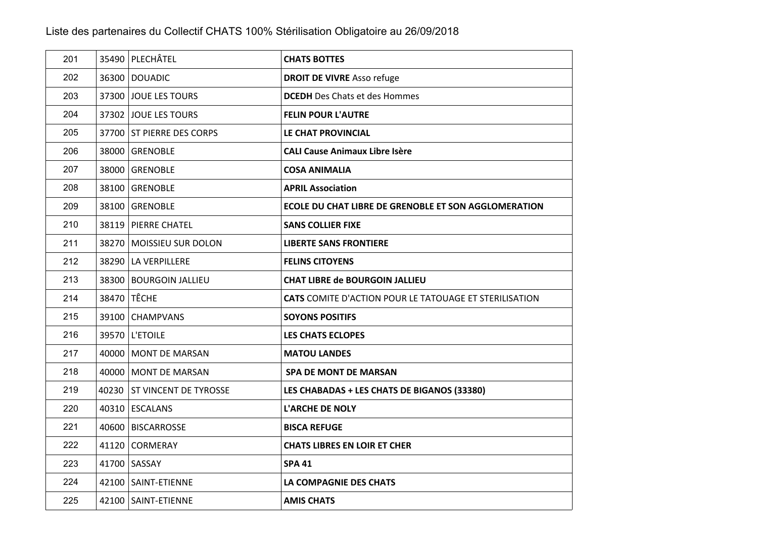Liste des partenaires du Collectif CHATS 100% Stérilisation Obligatoire au 26/09/2018

| | | | |
|---|---|---|---|
| 201 | 35490 | PLECHÂTEL | **CHATS BOTTES** |
| 202 | 36300 | DOUADIC | **DROIT DE VIVRE** Asso refuge |
| 203 | 37300 | JOUE LES TOURS | **DCEDH** Des Chats et des Hommes |
| 204 | 37302 | JOUE LES TOURS | **FELIN POUR L'AUTRE** |
| 205 | 37700 | ST PIERRE DES CORPS | **LE CHAT PROVINCIAL** |
| 206 | 38000 | GRENOBLE | **CALI Cause Animaux Libre Isère** |
| 207 | 38000 | GRENOBLE | **COSA ANIMALIA** |
| 208 | 38100 | GRENOBLE | **APRIL Association** |
| 209 | 38100 | GRENOBLE | **ECOLE DU CHAT LIBRE DE GRENOBLE ET SON AGGLOMERATION** |
| 210 | 38119 | PIERRE CHATEL | **SANS COLLIER FIXE** |
| 211 | 38270 | MOISSIEU SUR DOLON | **LIBERTE SANS FRONTIERE** |
| 212 | 38290 | LA VERPILLERE | **FELINS CITOYENS** |
| 213 | 38300 | BOURGOIN JALLIEU | **CHAT LIBRE de BOURGOIN JALLIEU** |
| 214 | 38470 | TÊCHE | **CATS** COMITE D'ACTION POUR LE TATOUAGE ET STERILISATION |
| 215 | 39100 | CHAMPVANS | **SOYONS POSITIFS** |
| 216 | 39570 | L'ETOILE | **LES CHATS ECLOPES** |
| 217 | 40000 | MONT DE MARSAN | **MATOU LANDES** |
| 218 | 40000 | MONT DE MARSAN | **SPA DE MONT DE MARSAN** |
| 219 | 40230 | ST VINCENT DE TYROSSE | **LES CHABADAS + LES CHATS DE BIGANOS (33380)** |
| 220 | 40310 | ESCALANS | **L'ARCHE DE NOLY** |
| 221 | 40600 | BISCARROSSE | **BISCA REFUGE** |
| 222 | 41120 | CORMERAY | **CHATS LIBRES EN LOIR ET CHER** |
| 223 | 41700 | SASSAY | **SPA 41** |
| 224 | 42100 | SAINT-ETIENNE | **LA COMPAGNIE DES CHATS** |
| 225 | 42100 | SAINT-ETIENNE | **AMIS CHATS** |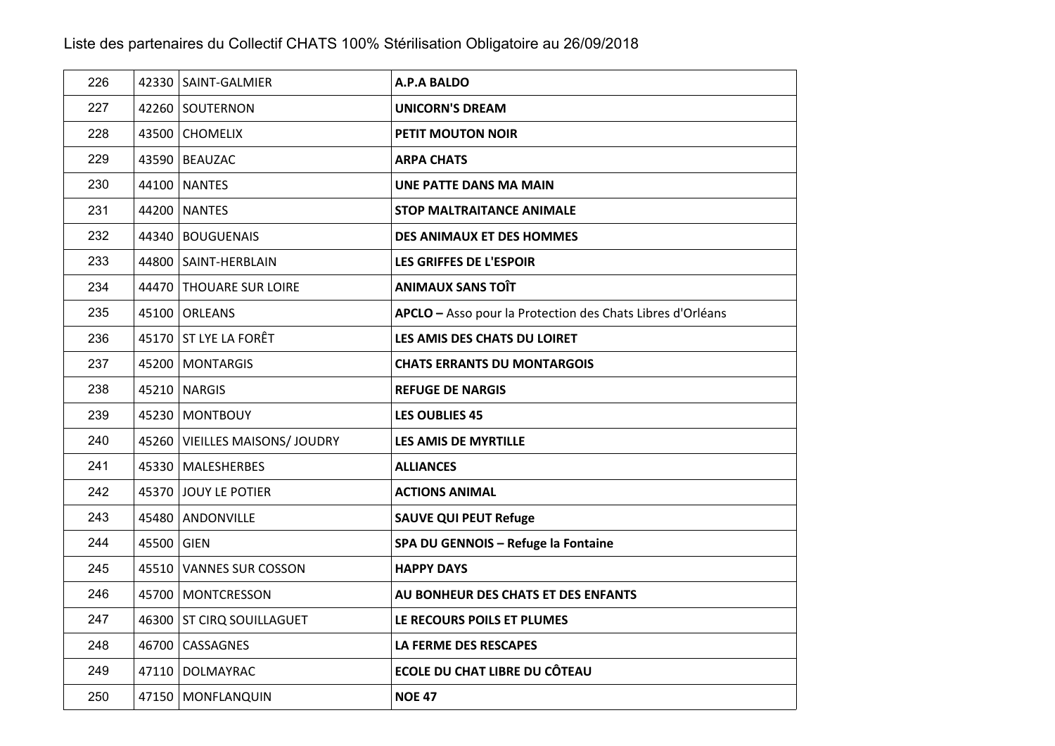Liste des partenaires du Collectif CHATS 100% Stérilisation Obligatoire au 26/09/2018

| | | | |
|---|---|---|---|
| 226 | 42330 | SAINT-GALMIER | **A.P.A BALDO** |
| 227 | 42260 | SOUTERNON | **UNICORN'S DREAM** |
| 228 | 43500 | CHOMELIX | **PETIT MOUTON NOIR** |
| 229 | 43590 | BEAUZAC | **ARPA CHATS** |
| 230 | 44100 | NANTES | **UNE PATTE DANS MA MAIN** |
| 231 | 44200 | NANTES | **STOP MALTRAITANCE ANIMALE** |
| 232 | 44340 | BOUGUENAIS | **DES ANIMAUX ET DES HOMMES** |
| 233 | 44800 | SAINT-HERBLAIN | **LES GRIFFES DE L'ESPOIR** |
| 234 | 44470 | THOUARE SUR LOIRE | **ANIMAUX SANS TOÎT** |
| 235 | 45100 | ORLEANS | **APCLO –** Asso pour la Protection des Chats Libres d'Orléans |
| 236 | 45170 | ST LYE LA FORÊT | **LES AMIS DES CHATS DU LOIRET** |
| 237 | 45200 | MONTARGIS | **CHATS ERRANTS DU MONTARGOIS** |
| 238 | 45210 | NARGIS | **REFUGE DE NARGIS** |
| 239 | 45230 | MONTBOUY | **LES OUBLIES 45** |
| 240 | 45260 | VIEILLES MAISONS/ JOUDRY | **LES AMIS DE MYRTILLE** |
| 241 | 45330 | MALESHERBES | **ALLIANCES** |
| 242 | 45370 | JOUY LE POTIER | **ACTIONS ANIMAL** |
| 243 | 45480 | ANDONVILLE | **SAUVE QUI PEUT Refuge** |
| 244 | 45500 | GIEN | **SPA DU GENNOIS – Refuge la Fontaine** |
| 245 | 45510 | VANNES SUR COSSON | **HAPPY DAYS** |
| 246 | 45700 | MONTCRESSON | **AU BONHEUR DES CHATS ET DES ENFANTS** |
| 247 | 46300 | ST CIRQ SOUILLAGUET | **LE RECOURS POILS ET PLUMES** |
| 248 | 46700 | CASSAGNES | **LA FERME DES RESCAPES** |
| 249 | 47110 | DOLMAYRAC | **ECOLE DU CHAT LIBRE DU CÔTEAU** |
| 250 | 47150 | MONFLANQUIN | **NOE 47** |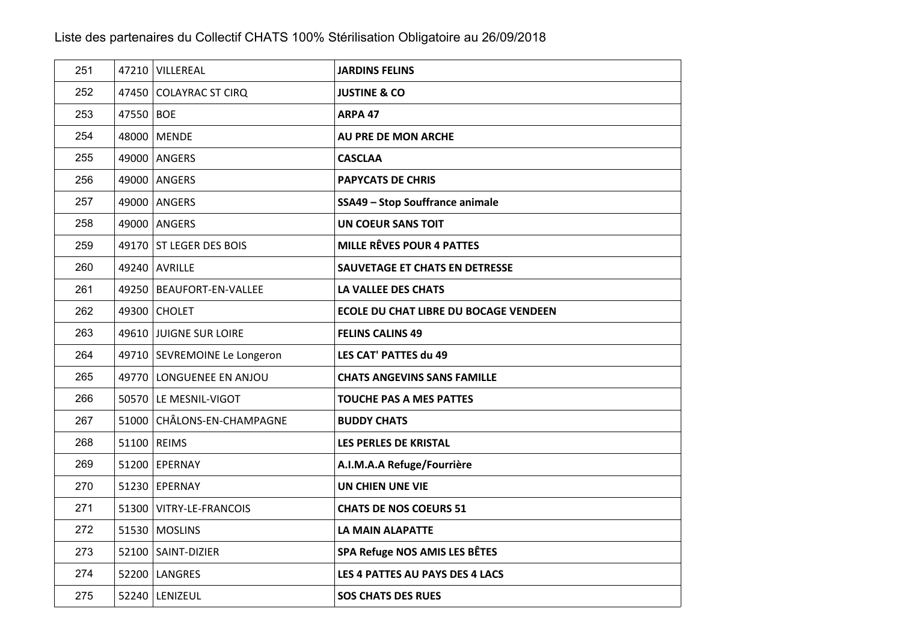Liste des partenaires du Collectif CHATS 100% Stérilisation Obligatoire au 26/09/2018

| | | | |
|---|---|---|---|
| 251 | 47210 | VILLEREAL | **JARDINS FELINS** |
| 252 | 47450 | COLAYRAC ST CIRQ | **JUSTINE & CO** |
| 253 | 47550 | BOE | **ARPA 47** |
| 254 | 48000 | MENDE | **AU PRE DE MON ARCHE** |
| 255 | 49000 | ANGERS | **CASCLAA** |
| 256 | 49000 | ANGERS | **PAPYCATS DE CHRIS** |
| 257 | 49000 | ANGERS | **SSA49 – Stop Souffrance animale** |
| 258 | 49000 | ANGERS | **UN COEUR SANS TOIT** |
| 259 | 49170 | ST LEGER DES BOIS | **MILLE RÊVES POUR 4 PATTES** |
| 260 | 49240 | AVRILLE | **SAUVETAGE ET CHATS EN DETRESSE** |
| 261 | 49250 | BEAUFORT-EN-VALLEE | **LA VALLEE DES CHATS** |
| 262 | 49300 | CHOLET | **ECOLE DU CHAT LIBRE DU BOCAGE VENDEEN** |
| 263 | 49610 | JUIGNE SUR LOIRE | **FELINS CALINS 49** |
| 264 | 49710 | SEVREMOINE Le Longeron | **LES CAT' PATTES du 49** |
| 265 | 49770 | LONGUENEE EN ANJOU | **CHATS ANGEVINS SANS FAMILLE** |
| 266 | 50570 | LE MESNIL-VIGOT | **TOUCHE PAS A MES PATTES** |
| 267 | 51000 | CHÂLONS-EN-CHAMPAGNE | **BUDDY CHATS** |
| 268 | 51100 | REIMS | **LES PERLES DE KRISTAL** |
| 269 | 51200 | EPERNAY | **A.I.M.A.A Refuge/Fourrière** |
| 270 | 51230 | EPERNAY | **UN CHIEN UNE VIE** |
| 271 | 51300 | VITRY-LE-FRANCOIS | **CHATS DE NOS COEURS 51** |
| 272 | 51530 | MOSLINS | **LA MAIN ALAPATTE** |
| 273 | 52100 | SAINT-DIZIER | **SPA Refuge NOS AMIS LES BÊTES** |
| 274 | 52200 | LANGRES | **LES 4 PATTES AU PAYS DES 4 LACS** |
| 275 | 52240 | LENIZEUL | **SOS CHATS DES RUES** |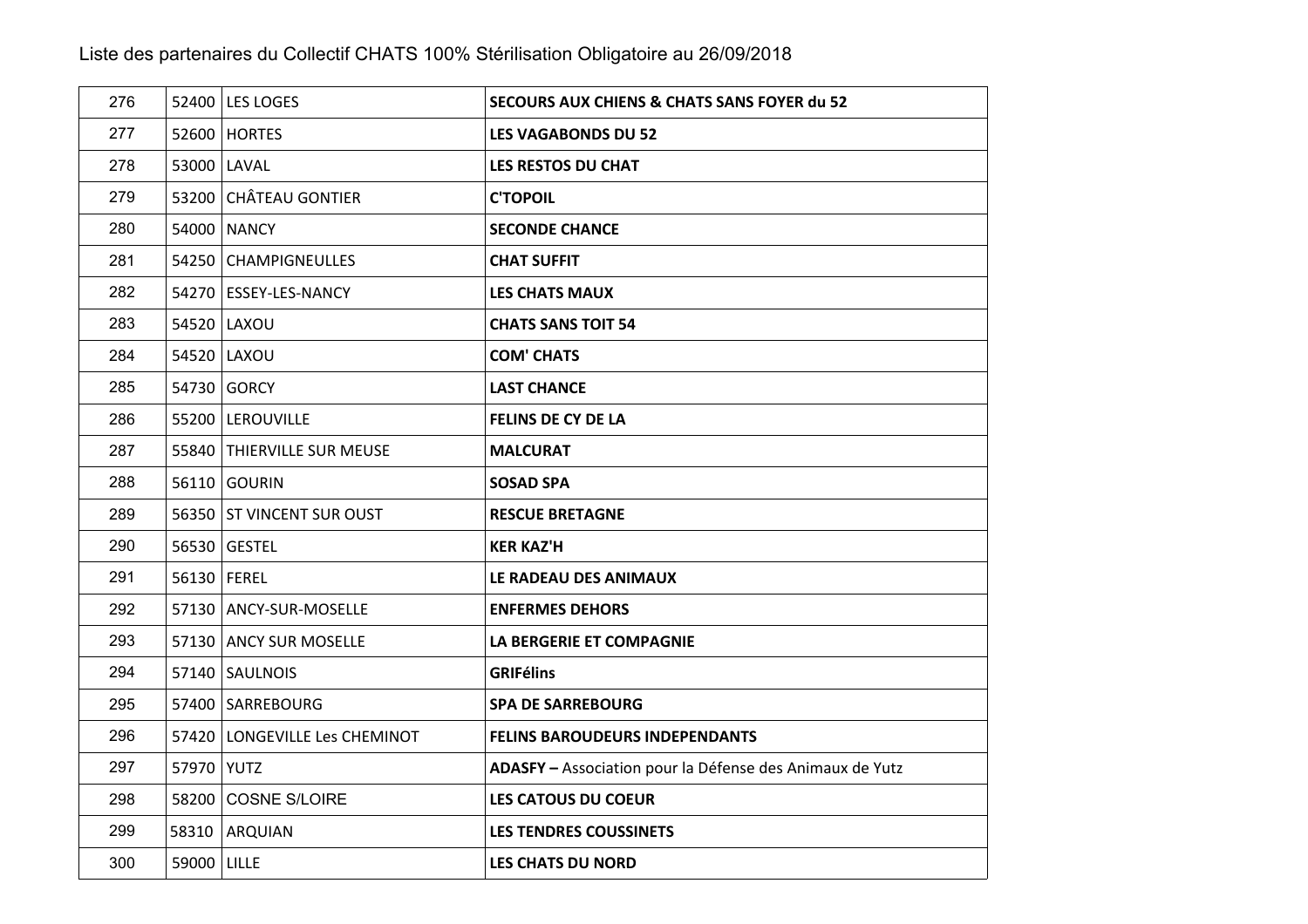Liste des partenaires du Collectif CHATS 100% Stérilisation Obligatoire au 26/09/2018

| | | | |
|---|---|---|---|
| 276 | 52400 | LES LOGES | **SECOURS AUX CHIENS & CHATS SANS FOYER du 52** |
| 277 | 52600 | HORTES | **LES VAGABONDS DU 52** |
| 278 | 53000 | LAVAL | **LES RESTOS DU CHAT** |
| 279 | 53200 | CHÂTEAU GONTIER | **C'TOPOIL** |
| 280 | 54000 | NANCY | **SECONDE CHANCE** |
| 281 | 54250 | CHAMPIGNEULLES | **CHAT SUFFIT** |
| 282 | 54270 | ESSEY-LES-NANCY | **LES CHATS MAUX** |
| 283 | 54520 | LAXOU | **CHATS SANS TOIT 54** |
| 284 | 54520 | LAXOU | **COM' CHATS** |
| 285 | 54730 | GORCY | **LAST CHANCE** |
| 286 | 55200 | LEROUVILLE | **FELINS DE CY DE LA** |
| 287 | 55840 | THIERVILLE SUR MEUSE | **MALCURAT** |
| 288 | 56110 | GOURIN | **SOSAD SPA** |
| 289 | 56350 | ST VINCENT SUR OUST | **RESCUE BRETAGNE** |
| 290 | 56530 | GESTEL | **KER KAZ'H** |
| 291 | 56130 | FEREL | **LE RADEAU DES ANIMAUX** |
| 292 | 57130 | ANCY-SUR-MOSELLE | **ENFERMES DEHORS** |
| 293 | 57130 | ANCY SUR MOSELLE | **LA BERGERIE ET COMPAGNIE** |
| 294 | 57140 | SAULNOIS | **GRIFélins** |
| 295 | 57400 | SARREBOURG | **SPA DE SARREBOURG** |
| 296 | 57420 | LONGEVILLE Les CHEMINOT | **FELINS BAROUDEURS INDEPENDANTS** |
| 297 | 57970 | YUTZ | **ADASFY –** Association pour la Défense des Animaux de Yutz |
| 298 | 58200 | COSNE S/LOIRE | **LES CATOUS DU COEUR** |
| 299 | 58310 | ARQUIAN | **LES TENDRES COUSSINETS** |
| 300 | 59000 | LILLE | **LES CHATS DU NORD** |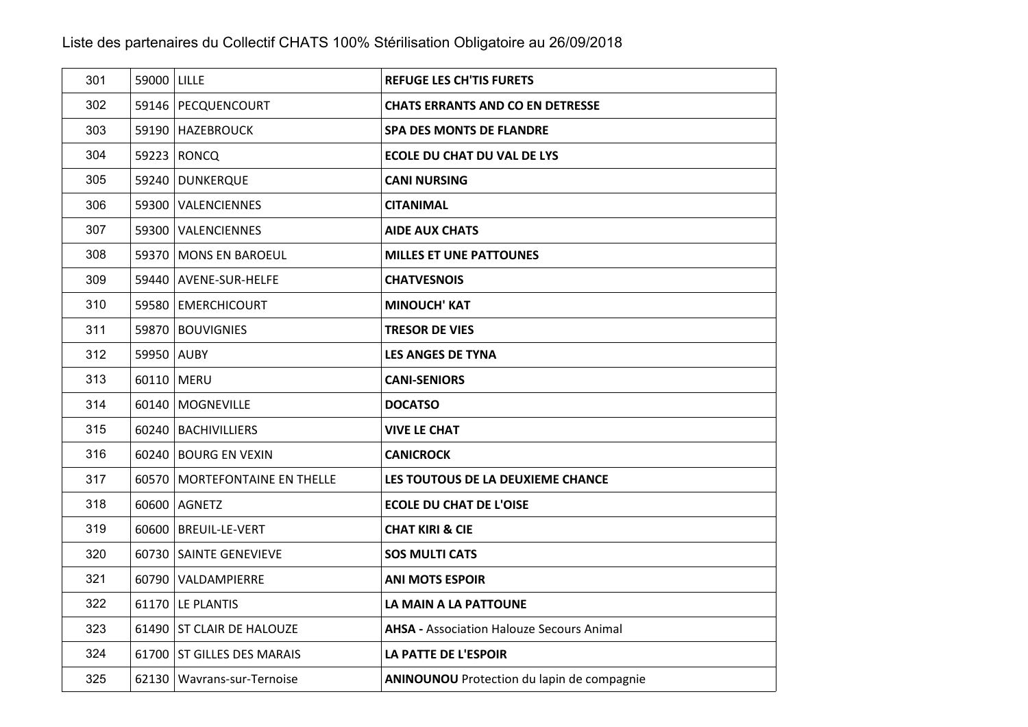Liste des partenaires du Collectif CHATS 100% Stérilisation Obligatoire au 26/09/2018

| | | | |
|---|---|---|---|
| 301 | 59000 | LILLE | **REFUGE LES CH'TIS FURETS** |
| 302 | 59146 | PECQUENCOURT | **CHATS ERRANTS AND CO EN DETRESSE** |
| 303 | 59190 | HAZEBROUCK | **SPA DES MONTS DE FLANDRE** |
| 304 | 59223 | RONCQ | **ECOLE DU CHAT DU VAL DE LYS** |
| 305 | 59240 | DUNKERQUE | **CANI NURSING** |
| 306 | 59300 | VALENCIENNES | **CITANIMAL** |
| 307 | 59300 | VALENCIENNES | **AIDE AUX CHATS** |
| 308 | 59370 | MONS EN BAROEUL | **MILLES ET UNE PATTOUNES** |
| 309 | 59440 | AVENE-SUR-HELFE | **CHATVESNOIS** |
| 310 | 59580 | EMERCHICOURT | **MINOUCH' KAT** |
| 311 | 59870 | BOUVIGNIES | **TRESOR DE VIES** |
| 312 | 59950 | AUBY | **LES ANGES DE TYNA** |
| 313 | 60110 | MERU | **CANI-SENIORS** |
| 314 | 60140 | MOGNEVILLE | **DOCATSO** |
| 315 | 60240 | BACHIVILLIERS | **VIVE LE CHAT** |
| 316 | 60240 | BOURG EN VEXIN | **CANICROCK** |
| 317 | 60570 | MORTEFONTAINE EN THELLE | **LES TOUTOUS DE LA DEUXIEME CHANCE** |
| 318 | 60600 | AGNETZ | **ECOLE DU CHAT DE L'OISE** |
| 319 | 60600 | BREUIL-LE-VERT | **CHAT KIRI & CIE** |
| 320 | 60730 | SAINTE GENEVIEVE | **SOS MULTI CATS** |
| 321 | 60790 | VALDAMPIERRE | **ANI MOTS ESPOIR** |
| 322 | 61170 | LE PLANTIS | **LA MAIN A LA PATTOUNE** |
| 323 | 61490 | ST CLAIR DE HALOUZE | **AHSA -** Association Halouze Secours Animal |
| 324 | 61700 | ST GILLES DES MARAIS | **LA PATTE DE L'ESPOIR** |
| 325 | 62130 | Wavrans-sur-Ternoise | **ANINOUNOU** Protection du lapin de compagnie |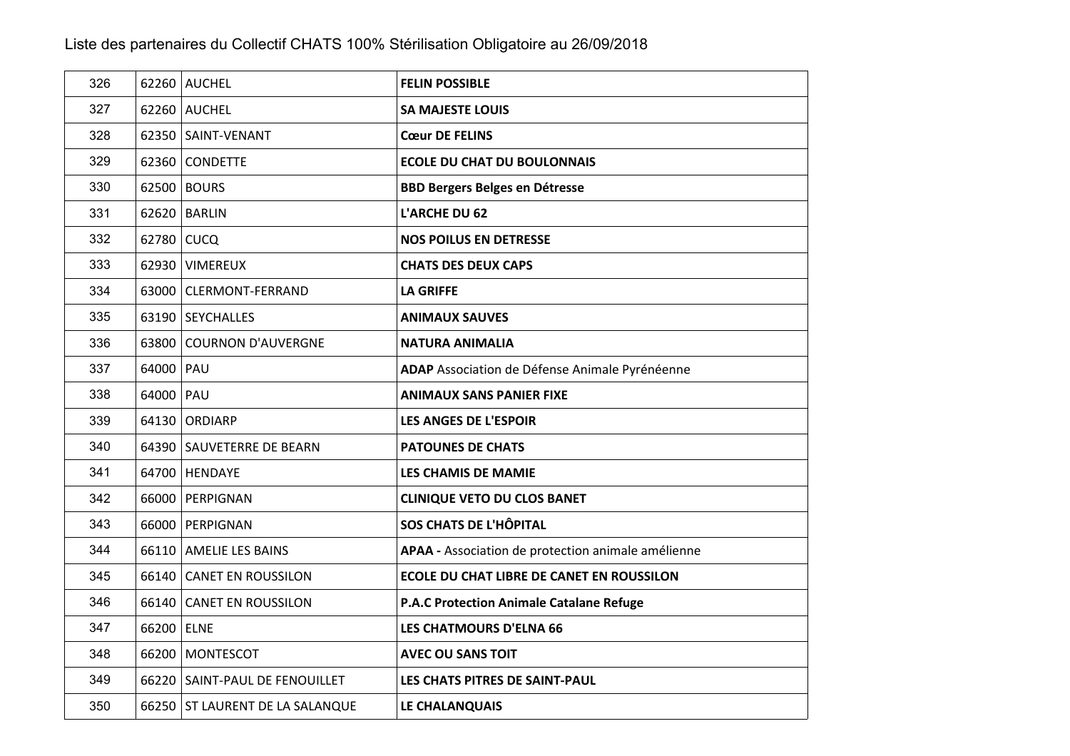Liste des partenaires du Collectif CHATS 100% Stérilisation Obligatoire au 26/09/2018

| | | | |
|---|---|---|---|
| 326 | 62260 | AUCHEL | **FELIN POSSIBLE** |
| 327 | 62260 | AUCHEL | **SA MAJESTE LOUIS** |
| 328 | 62350 | SAINT-VENANT | **Cœur DE FELINS** |
| 329 | 62360 | CONDETTE | **ECOLE DU CHAT DU BOULONNAIS** |
| 330 | 62500 | BOURS | **BBD Bergers Belges en Détresse** |
| 331 | 62620 | BARLIN | **L'ARCHE DU 62** |
| 332 | 62780 | CUCQ | **NOS POILUS EN DETRESSE** |
| 333 | 62930 | VIMEREUX | **CHATS DES DEUX CAPS** |
| 334 | 63000 | CLERMONT-FERRAND | **LA GRIFFE** |
| 335 | 63190 | SEYCHALLES | **ANIMAUX SAUVES** |
| 336 | 63800 | COURNON D'AUVERGNE | **NATURA ANIMALIA** |
| 337 | 64000 | PAU | **ADAP** Association de Défense Animale Pyrénéenne |
| 338 | 64000 | PAU | **ANIMAUX SANS PANIER FIXE** |
| 339 | 64130 | ORDIARP | **LES ANGES DE L'ESPOIR** |
| 340 | 64390 | SAUVETERRE DE BEARN | **PATOUNES DE CHATS** |
| 341 | 64700 | HENDAYE | **LES CHAMIS DE MAMIE** |
| 342 | 66000 | PERPIGNAN | **CLINIQUE VETO DU CLOS BANET** |
| 343 | 66000 | PERPIGNAN | **SOS CHATS DE L'HÔPITAL** |
| 344 | 66110 | AMELIE LES BAINS | **APAA -** Association de protection animale amélienne |
| 345 | 66140 | CANET EN ROUSSILON | **ECOLE DU CHAT LIBRE DE CANET EN ROUSSILON** |
| 346 | 66140 | CANET EN ROUSSILON | **P.A.C Protection Animale Catalane Refuge** |
| 347 | 66200 | ELNE | **LES CHATMOURS D'ELNA 66** |
| 348 | 66200 | MONTESCOT | **AVEC OU SANS TOIT** |
| 349 | 66220 | SAINT-PAUL DE FENOUILLET | **LES CHATS PITRES DE SAINT-PAUL** |
| 350 | 66250 | ST LAURENT DE LA SALANQUE | **LE CHALANQUAIS** |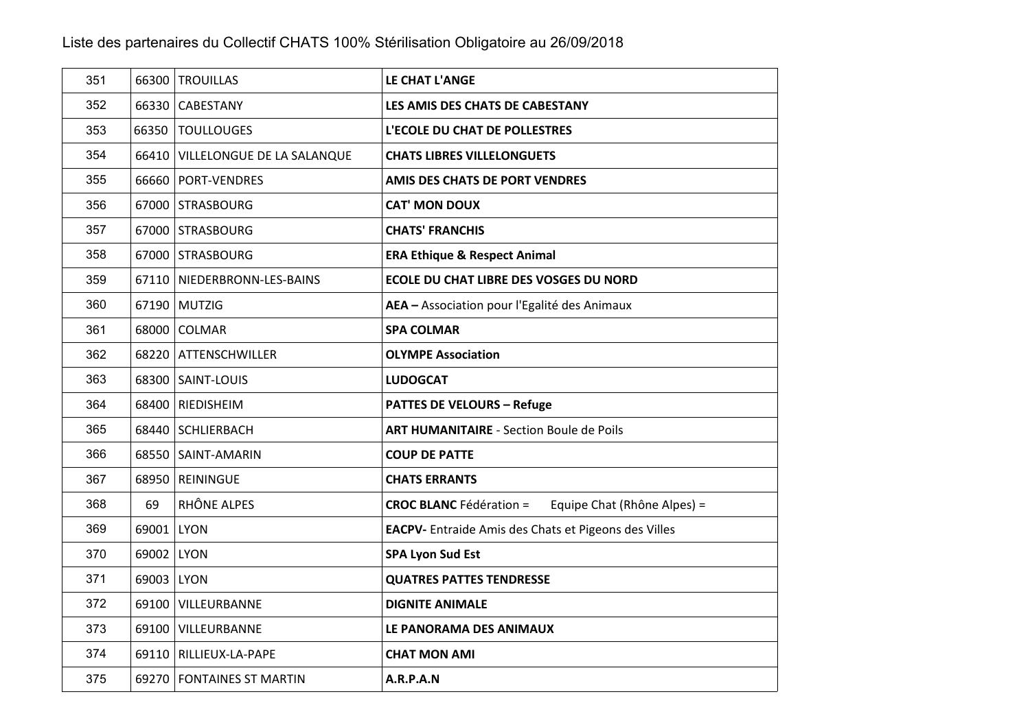Liste des partenaires du Collectif CHATS 100% Stérilisation Obligatoire au 26/09/2018

| | | | |
|---|---|---|---|
| 351 | 66300 | TROUILLAS | **LE CHAT L'ANGE** |
| 352 | 66330 | CABESTANY | **LES AMIS DES CHATS DE CABESTANY** |
| 353 | 66350 | TOULLOUGES | **L'ECOLE DU CHAT DE POLLESTRES** |
| 354 | 66410 | VILLELONGUE DE LA SALANQUE | **CHATS LIBRES VILLELONGUETS** |
| 355 | 66660 | PORT-VENDRES | **AMIS DES CHATS DE PORT VENDRES** |
| 356 | 67000 | STRASBOURG | **CAT' MON DOUX** |
| 357 | 67000 | STRASBOURG | **CHATS' FRANCHIS** |
| 358 | 67000 | STRASBOURG | **ERA Ethique & Respect Animal** |
| 359 | 67110 | NIEDERBRONN-LES-BAINS | **ECOLE DU CHAT LIBRE DES VOSGES DU NORD** |
| 360 | 67190 | MUTZIG | **AEA –** Association pour l'Egalité des Animaux |
| 361 | 68000 | COLMAR | **SPA COLMAR** |
| 362 | 68220 | ATTENSCHWILLER | **OLYMPE Association** |
| 363 | 68300 | SAINT-LOUIS | **LUDOGCAT** |
| 364 | 68400 | RIEDISHEIM | **PATTES DE VELOURS – Refuge** |
| 365 | 68440 | SCHLIERBACH | **ART HUMANITAIRE** - Section Boule de Poils |
| 366 | 68550 | SAINT-AMARIN | **COUP DE PATTE** |
| 367 | 68950 | REININGUE | **CHATS ERRANTS** |
| 368 | 69 | RHÔNE ALPES | **CROC BLANC** Fédération = Equipe Chat (Rhône Alpes) = |
| 369 | 69001 | LYON | **EACPV-** Entraide Amis des Chats et Pigeons des Villes |
| 370 | 69002 | LYON | **SPA Lyon Sud Est** |
| 371 | 69003 | LYON | **QUATRES PATTES TENDRESSE** |
| 372 | 69100 | VILLEURBANNE | **DIGNITE ANIMALE** |
| 373 | 69100 | VILLEURBANNE | **LE PANORAMA DES ANIMAUX** |
| 374 | 69110 | RILLIEUX-LA-PAPE | **CHAT MON AMI** |
| 375 | 69270 | FONTAINES ST MARTIN | **A.R.P.A.N** |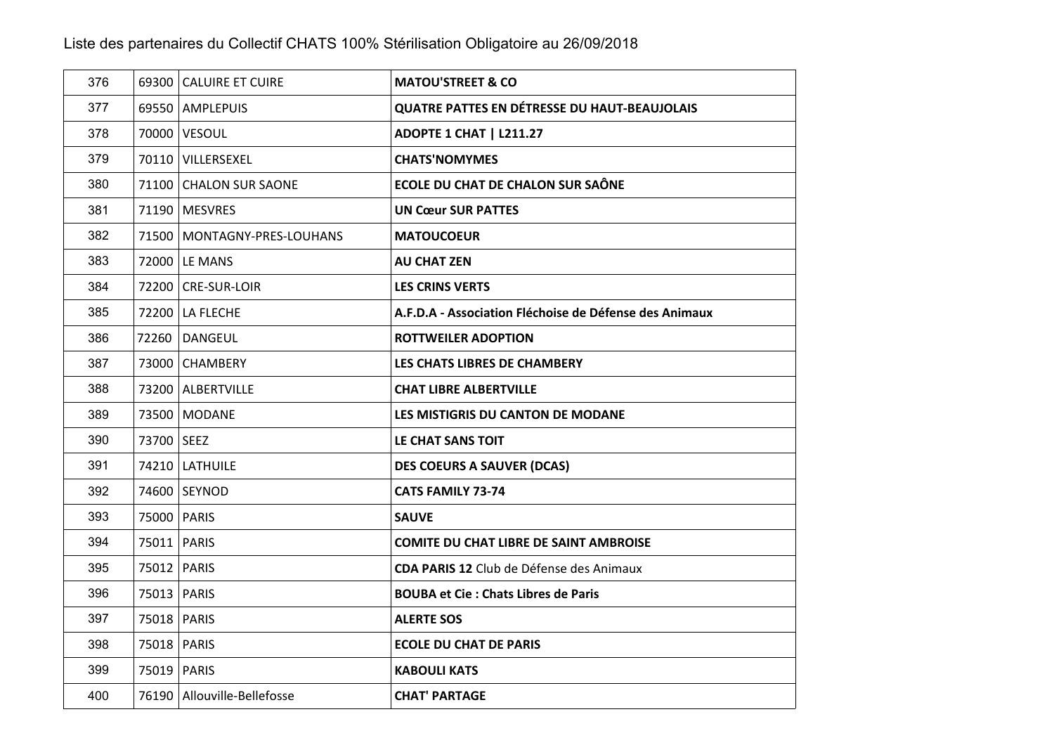Liste des partenaires du Collectif CHATS 100% Stérilisation Obligatoire au 26/09/2018

| | | | |
|---|---|---|---|
| 376 | 69300 | CALUIRE ET CUIRE | **MATOU'STREET & CO** |
| 377 | 69550 | AMPLEPUIS | **QUATRE PATTES EN DÉTRESSE DU HAUT-BEAUJOLAIS** |
| 378 | 70000 | VESOUL | **ADOPTE 1 CHAT \| L211.27** |
| 379 | 70110 | VILLERSEXEL | **CHATS'NOMYMES** |
| 380 | 71100 | CHALON SUR SAONE | **ECOLE DU CHAT DE CHALON SUR SAÔNE** |
| 381 | 71190 | MESVRES | **UN Cœur SUR PATTES** |
| 382 | 71500 | MONTAGNY-PRES-LOUHANS | **MATOUCOEUR** |
| 383 | 72000 | LE MANS | **AU CHAT ZEN** |
| 384 | 72200 | CRE-SUR-LOIR | **LES CRINS VERTS** |
| 385 | 72200 | LA FLECHE | **A.F.D.A - Association Fléchoise de Défense des Animaux** |
| 386 | 72260 | DANGEUL | **ROTTWEILER ADOPTION** |
| 387 | 73000 | CHAMBERY | **LES CHATS LIBRES DE CHAMBERY** |
| 388 | 73200 | ALBERTVILLE | **CHAT LIBRE ALBERTVILLE** |
| 389 | 73500 | MODANE | **LES MISTIGRIS DU CANTON DE MODANE** |
| 390 | 73700 | SEEZ | **LE CHAT SANS TOIT** |
| 391 | 74210 | LATHUILE | **DES COEURS A SAUVER (DCAS)** |
| 392 | 74600 | SEYNOD | **CATS FAMILY 73-74** |
| 393 | 75000 | PARIS | **SAUVE** |
| 394 | 75011 | PARIS | **COMITE DU CHAT LIBRE DE SAINT AMBROISE** |
| 395 | 75012 | PARIS | **CDA PARIS 12** Club de Défense des Animaux |
| 396 | 75013 | PARIS | **BOUBA et Cie : Chats Libres de Paris** |
| 397 | 75018 | PARIS | **ALERTE SOS** |
| 398 | 75018 | PARIS | **ECOLE DU CHAT DE PARIS** |
| 399 | 75019 | PARIS | **KABOULI KATS** |
| 400 | 76190 | Allouville-Bellefosse | **CHAT' PARTAGE** |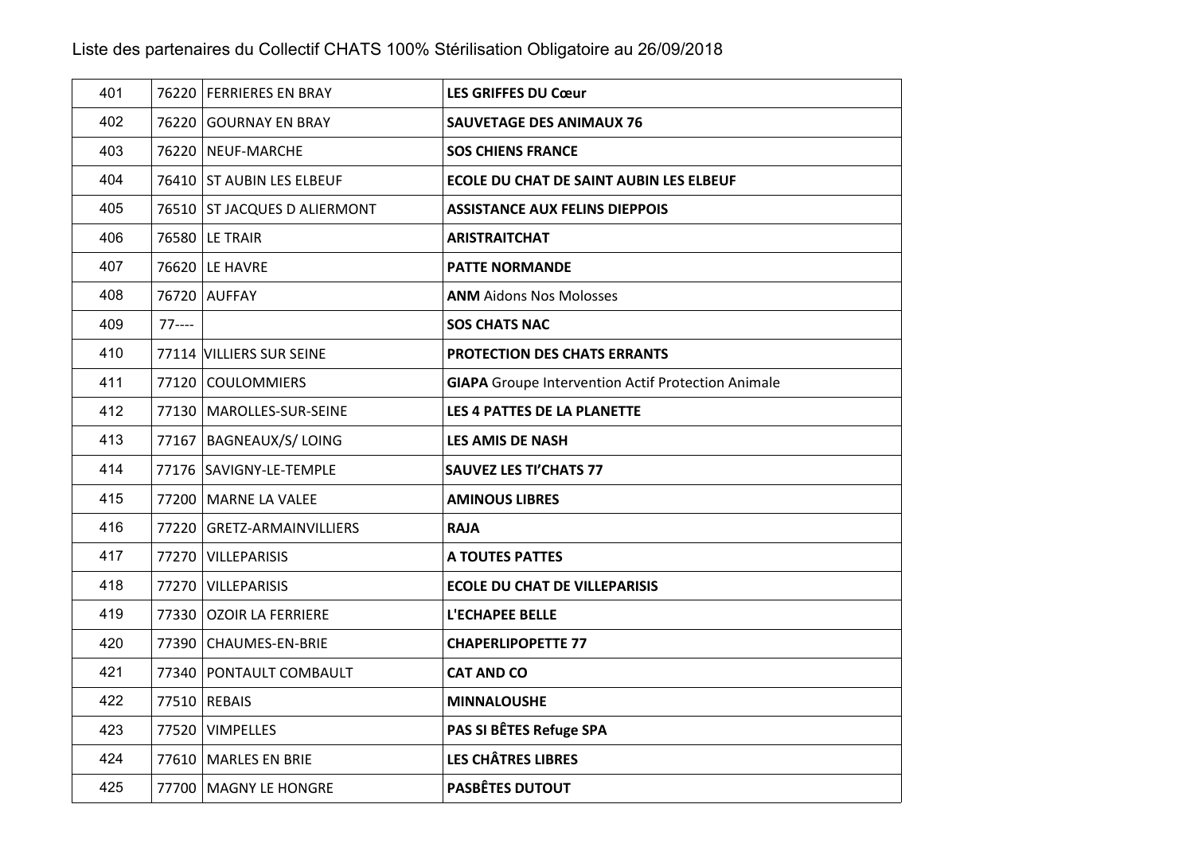Liste des partenaires du Collectif CHATS 100% Stérilisation Obligatoire au 26/09/2018

| | | | |
|---|---|---|---|
| 401 | 76220 | FERRIERES EN BRAY | **LES GRIFFES DU Cœur** |
| 402 | 76220 | GOURNAY EN BRAY | **SAUVETAGE DES ANIMAUX 76** |
| 403 | 76220 | NEUF-MARCHE | **SOS CHIENS FRANCE** |
| 404 | 76410 | ST AUBIN LES ELBEUF | **ECOLE DU CHAT DE SAINT AUBIN LES ELBEUF** |
| 405 | 76510 | ST JACQUES D ALIERMONT | **ASSISTANCE AUX FELINS DIEPPOIS** |
| 406 | 76580 | LE TRAIR | **ARISTRAITCHAT** |
| 407 | 76620 | LE HAVRE | **PATTE NORMANDE** |
| 408 | 76720 | AUFFAY | **ANM** Aidons Nos Molosses |
| 409 | 77---- | | **SOS CHATS NAC** |
| 410 | 77114 | VILLIERS SUR SEINE | **PROTECTION DES CHATS ERRANTS** |
| 411 | 77120 | COULOMMIERS | **GIAPA** Groupe Intervention Actif Protection Animale |
| 412 | 77130 | MAROLLES-SUR-SEINE | **LES 4 PATTES DE LA PLANETTE** |
| 413 | 77167 | BAGNEAUX/S/ LOING | **LES AMIS DE NASH** |
| 414 | 77176 | SAVIGNY-LE-TEMPLE | **SAUVEZ LES TI'CHATS 77** |
| 415 | 77200 | MARNE LA VALEE | **AMINOUS LIBRES** |
| 416 | 77220 | GRETZ-ARMAINVILLIERS | **RAJA** |
| 417 | 77270 | VILLEPARISIS | **A TOUTES PATTES** |
| 418 | 77270 | VILLEPARISIS | **ECOLE DU CHAT DE VILLEPARISIS** |
| 419 | 77330 | OZOIR LA FERRIERE | **L'ECHAPEE BELLE** |
| 420 | 77390 | CHAUMES-EN-BRIE | **CHAPERLIPOPETTE 77** |
| 421 | 77340 | PONTAULT COMBAULT | **CAT AND CO** |
| 422 | 77510 | REBAIS | **MINNALOUSHE** |
| 423 | 77520 | VIMPELLES | **PAS SI BÊTES Refuge SPA** |
| 424 | 77610 | MARLES EN BRIE | **LES CHÂTRES LIBRES** |
| 425 | 77700 | MAGNY LE HONGRE | **PASBÊTES DUTOUT** |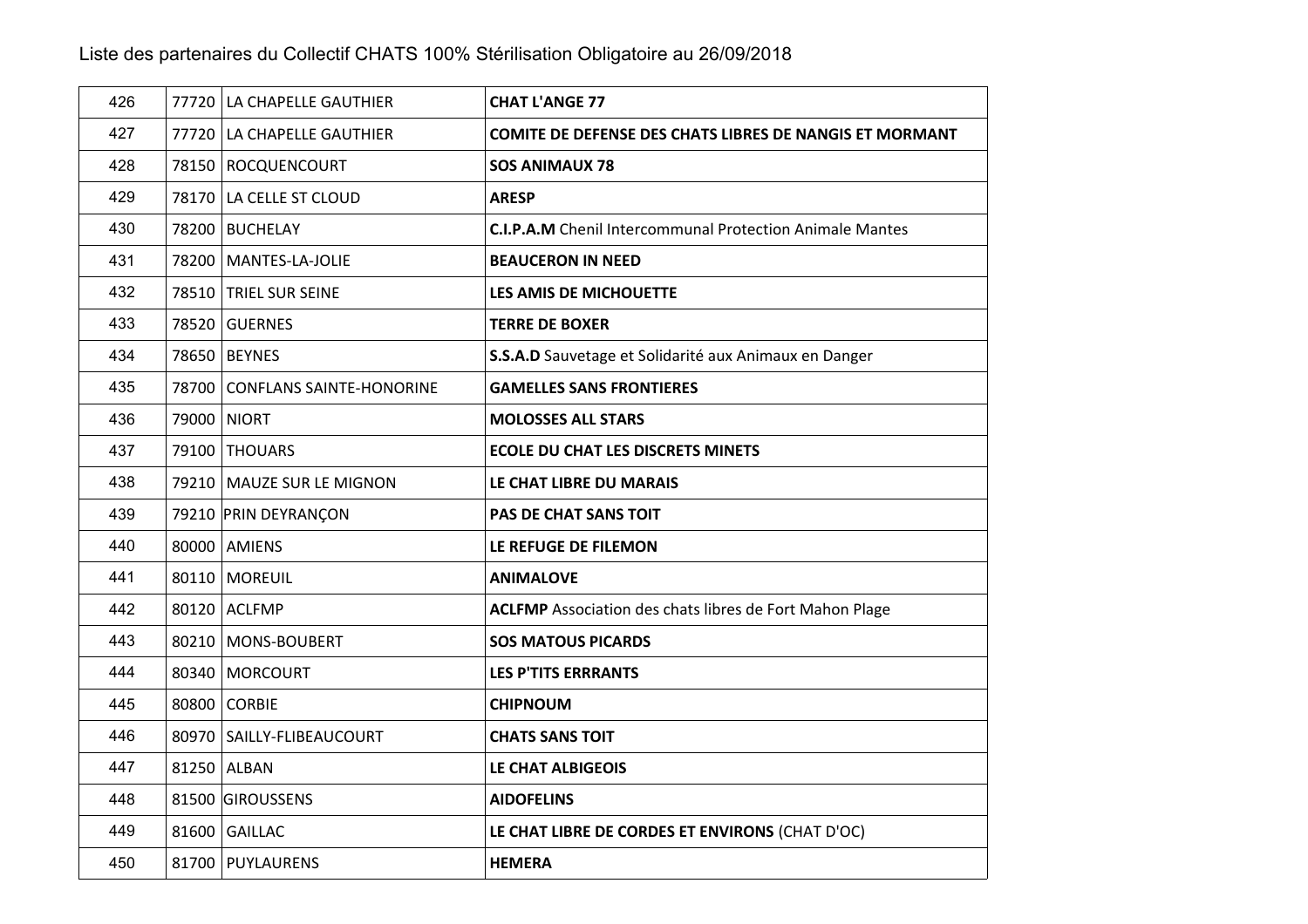Liste des partenaires du Collectif CHATS 100% Stérilisation Obligatoire au 26/09/2018

| | | | |
|---|---|---|---|
| 426 | 77720 | LA CHAPELLE GAUTHIER | **CHAT L'ANGE 77** |
| 427 | 77720 | LA CHAPELLE GAUTHIER | **COMITE DE DEFENSE DES CHATS LIBRES DE NANGIS ET MORMANT** |
| 428 | 78150 | ROCQUENCOURT | **SOS ANIMAUX 78** |
| 429 | 78170 | LA CELLE ST CLOUD | **ARESP** |
| 430 | 78200 | BUCHELAY | **C.I.P.A.M** Chenil Intercommunal Protection Animale Mantes |
| 431 | 78200 | MANTES-LA-JOLIE | **BEAUCERON IN NEED** |
| 432 | 78510 | TRIEL SUR SEINE | **LES AMIS DE MICHOUETTE** |
| 433 | 78520 | GUERNES | **TERRE DE BOXER** |
| 434 | 78650 | BEYNES | **S.S.A.D** Sauvetage et Solidarité aux Animaux en Danger |
| 435 | 78700 | CONFLANS SAINTE-HONORINE | **GAMELLES SANS FRONTIERES** |
| 436 | 79000 | NIORT | **MOLOSSES ALL STARS** |
| 437 | 79100 | THOUARS | **ECOLE DU CHAT LES DISCRETS MINETS** |
| 438 | 79210 | MAUZE SUR LE MIGNON | **LE CHAT LIBRE DU MARAIS** |
| 439 | 79210 | PRIN DEYRANÇON | **PAS DE CHAT SANS TOIT** |
| 440 | 80000 | AMIENS | **LE REFUGE DE FILEMON** |
| 441 | 80110 | MOREUIL | **ANIMALOVE** |
| 442 | 80120 | ACLFMP | **ACLFMP** Association des chats libres de Fort Mahon Plage |
| 443 | 80210 | MONS-BOUBERT | **SOS MATOUS PICARDS** |
| 444 | 80340 | MORCOURT | **LES P'TITS ERRRANTS** |
| 445 | 80800 | CORBIE | **CHIPNOUM** |
| 446 | 80970 | SAILLY-FLIBEAUCOURT | **CHATS SANS TOIT** |
| 447 | 81250 | ALBAN | **LE CHAT ALBIGEOIS** |
| 448 | 81500 | GIROUSSENS | **AIDOFELINS** |
| 449 | 81600 | GAILLAC | **LE CHAT LIBRE DE CORDES ET ENVIRONS** (CHAT D'OC) |
| 450 | 81700 | PUYLAURENS | **HEMERA** |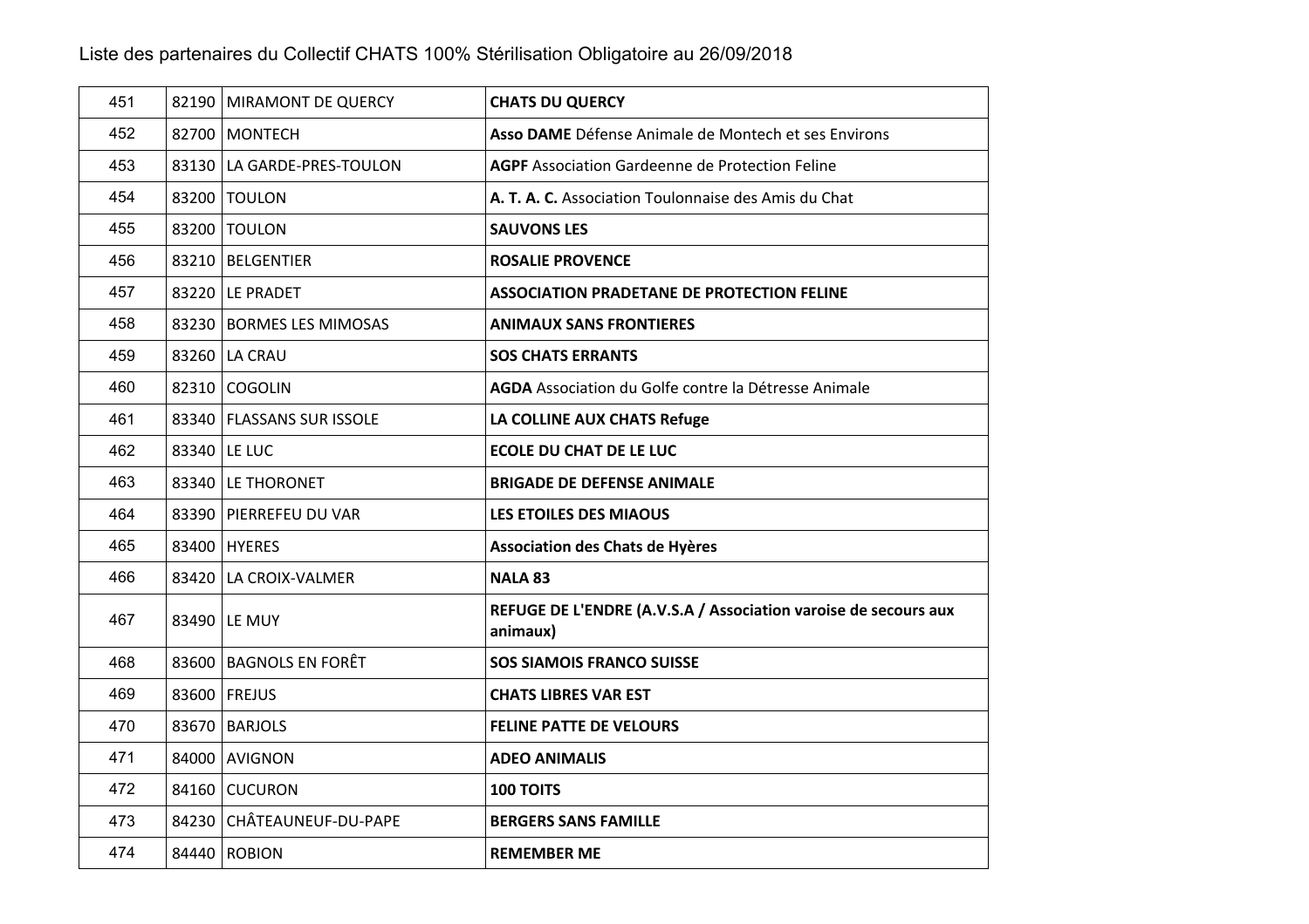Liste des partenaires du Collectif CHATS 100% Stérilisation Obligatoire au 26/09/2018

| | | | |
|---|---|---|---|
| 451 | 82190 | MIRAMONT DE QUERCY | **CHATS DU QUERCY** |
| 452 | 82700 | MONTECH | **Asso DAME** Défense Animale de Montech et ses Environs |
| 453 | 83130 | LA GARDE-PRES-TOULON | **AGPF** Association Gardeenne de Protection Feline |
| 454 | 83200 | TOULON | **A. T. A. C.** Association Toulonnaise des Amis du Chat |
| 455 | 83200 | TOULON | **SAUVONS LES** |
| 456 | 83210 | BELGENTIER | **ROSALIE PROVENCE** |
| 457 | 83220 | LE PRADET | **ASSOCIATION PRADETANE DE PROTECTION FELINE** |
| 458 | 83230 | BORMES LES MIMOSAS | **ANIMAUX SANS FRONTIERES** |
| 459 | 83260 | LA CRAU | **SOS CHATS ERRANTS** |
| 460 | 82310 | COGOLIN | **AGDA** Association du Golfe contre la Détresse Animale |
| 461 | 83340 | FLASSANS SUR ISSOLE | **LA COLLINE AUX CHATS Refuge** |
| 462 | 83340 | LE LUC | **ECOLE DU CHAT DE LE LUC** |
| 463 | 83340 | LE THORONET | **BRIGADE DE DEFENSE ANIMALE** |
| 464 | 83390 | PIERREFEU DU VAR | **LES ETOILES DES MIAOUS** |
| 465 | 83400 | HYERES | **Association des Chats de Hyères** |
| 466 | 83420 | LA CROIX-VALMER | **NALA 83** |
| 467 | 83490 | LE MUY | **REFUGE DE L'ENDRE (A.V.S.A / Association varoise de secours aux animaux)** |
| 468 | 83600 | BAGNOLS EN FORÊT | **SOS SIAMOIS FRANCO SUISSE** |
| 469 | 83600 | FREJUS | **CHATS LIBRES VAR EST** |
| 470 | 83670 | BARJOLS | **FELINE PATTE DE VELOURS** |
| 471 | 84000 | AVIGNON | **ADEO ANIMALIS** |
| 472 | 84160 | CUCURON | **100 TOITS** |
| 473 | 84230 | CHÂTEAUNEUF-DU-PAPE | **BERGERS SANS FAMILLE** |
| 474 | 84440 | ROBION | **REMEMBER ME** |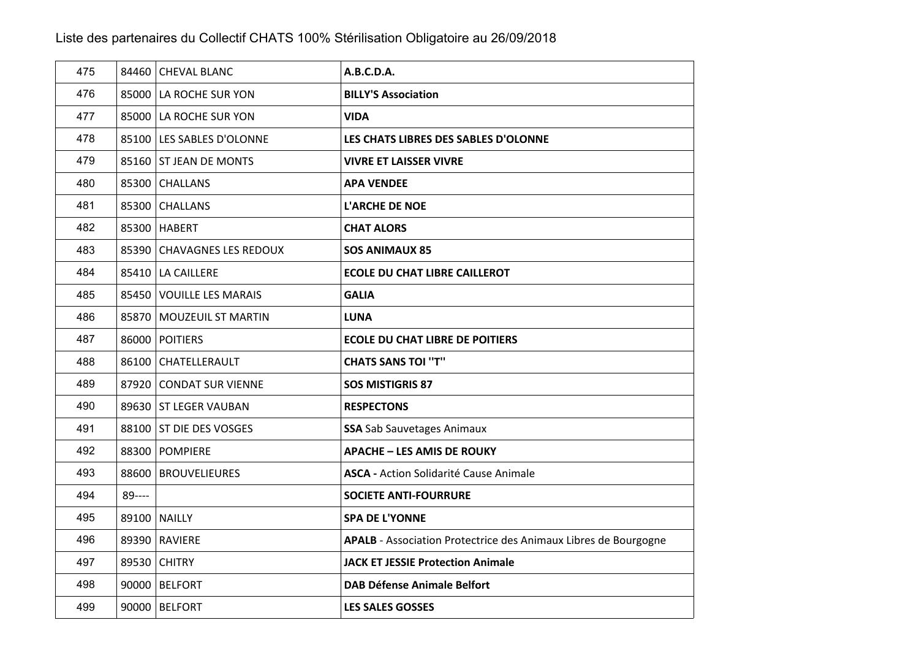Liste des partenaires du Collectif CHATS 100% Stérilisation Obligatoire au 26/09/2018

| | | | |
|---|---|---|---|
| 475 | 84460 | CHEVAL BLANC | **A.B.C.D.A.** |
| 476 | 85000 | LA ROCHE SUR YON | **BILLY'S Association** |
| 477 | 85000 | LA ROCHE SUR YON | **VIDA** |
| 478 | 85100 | LES SABLES D'OLONNE | **LES CHATS LIBRES DES SABLES D'OLONNE** |
| 479 | 85160 | ST JEAN DE MONTS | **VIVRE ET LAISSER VIVRE** |
| 480 | 85300 | CHALLANS | **APA VENDEE** |
| 481 | 85300 | CHALLANS | **L'ARCHE DE NOE** |
| 482 | 85300 | HABERT | **CHAT ALORS** |
| 483 | 85390 | CHAVAGNES LES REDOUX | **SOS ANIMAUX 85** |
| 484 | 85410 | LA CAILLERE | **ECOLE DU CHAT LIBRE CAILLEROT** |
| 485 | 85450 | VOUILLE LES MARAIS | **GALIA** |
| 486 | 85870 | MOUZEUIL ST MARTIN | **LUNA** |
| 487 | 86000 | POITIERS | **ECOLE DU CHAT LIBRE DE POITIERS** |
| 488 | 86100 | CHATELLERAULT | **CHATS SANS TOI "T"** |
| 489 | 87920 | CONDAT SUR VIENNE | **SOS MISTIGRIS 87** |
| 490 | 89630 | ST LEGER VAUBAN | **RESPECTONS** |
| 491 | 88100 | ST DIE DES VOSGES | **SSA** Sab Sauvetages Animaux |
| 492 | 88300 | POMPIERE | **APACHE – LES AMIS DE ROUKY** |
| 493 | 88600 | BROUVELIEURES | **ASCA -** Action Solidarité Cause Animale |
| 494 | 89---- | | **SOCIETE ANTI-FOURRURE** |
| 495 | 89100 | NAILLY | **SPA DE L'YONNE** |
| 496 | 89390 | RAVIERE | **APALB** - Association Protectrice des Animaux Libres de Bourgogne |
| 497 | 89530 | CHITRY | **JACK ET JESSIE Protection Animale** |
| 498 | 90000 | BELFORT | **DAB Défense Animale Belfort** |
| 499 | 90000 | BELFORT | **LES SALES GOSSES** |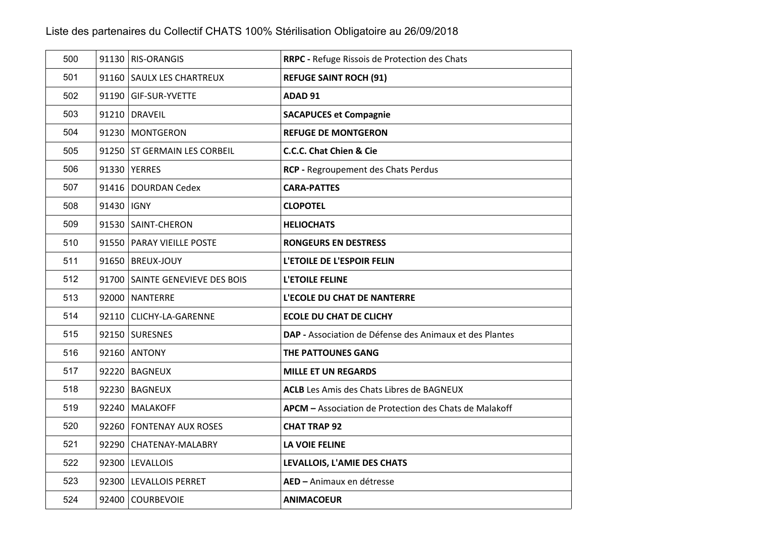Liste des partenaires du Collectif CHATS 100% Stérilisation Obligatoire au 26/09/2018

| | | | |
|---|---|---|---|
| 500 | 91130 | RIS-ORANGIS | **RRPC -** Refuge Rissois de Protection des Chats |
| 501 | 91160 | SAULX LES CHARTREUX | **REFUGE SAINT ROCH (91)** |
| 502 | 91190 | GIF-SUR-YVETTE | **ADAD 91** |
| 503 | 91210 | DRAVEIL | **SACAPUCES et Compagnie** |
| 504 | 91230 | MONTGERON | **REFUGE DE MONTGERON** |
| 505 | 91250 | ST GERMAIN LES CORBEIL | **C.C.C. Chat Chien & Cie** |
| 506 | 91330 | YERRES | **RCP -** Regroupement des Chats Perdus |
| 507 | 91416 | DOURDAN Cedex | **CARA-PATTES** |
| 508 | 91430 | IGNY | **CLOPOTEL** |
| 509 | 91530 | SAINT-CHERON | **HELIOCHATS** |
| 510 | 91550 | PARAY VIEILLE POSTE | **RONGEURS EN DESTRESS** |
| 511 | 91650 | BREUX-JOUY | **L'ETOILE DE L'ESPOIR FELIN** |
| 512 | 91700 | SAINTE GENEVIEVE DES BOIS | **L'ETOILE FELINE** |
| 513 | 92000 | NANTERRE | **L'ECOLE DU CHAT DE NANTERRE** |
| 514 | 92110 | CLICHY-LA-GARENNE | **ECOLE DU CHAT DE CLICHY** |
| 515 | 92150 | SURESNES | **DAP -** Association de Défense des Animaux et des Plantes |
| 516 | 92160 | ANTONY | **THE PATTOUNES GANG** |
| 517 | 92220 | BAGNEUX | **MILLE ET UN REGARDS** |
| 518 | 92230 | BAGNEUX | **ACLB** Les Amis des Chats Libres de BAGNEUX |
| 519 | 92240 | MALAKOFF | **APCM –** Association de Protection des Chats de Malakoff |
| 520 | 92260 | FONTENAY AUX ROSES | **CHAT TRAP 92** |
| 521 | 92290 | CHATENAY-MALABRY | **LA VOIE FELINE** |
| 522 | 92300 | LEVALLOIS | **LEVALLOIS, L'AMIE DES CHATS** |
| 523 | 92300 | LEVALLOIS PERRET | **AED –** Animaux en détresse |
| 524 | 92400 | COURBEVOIE | **ANIMACOEUR** |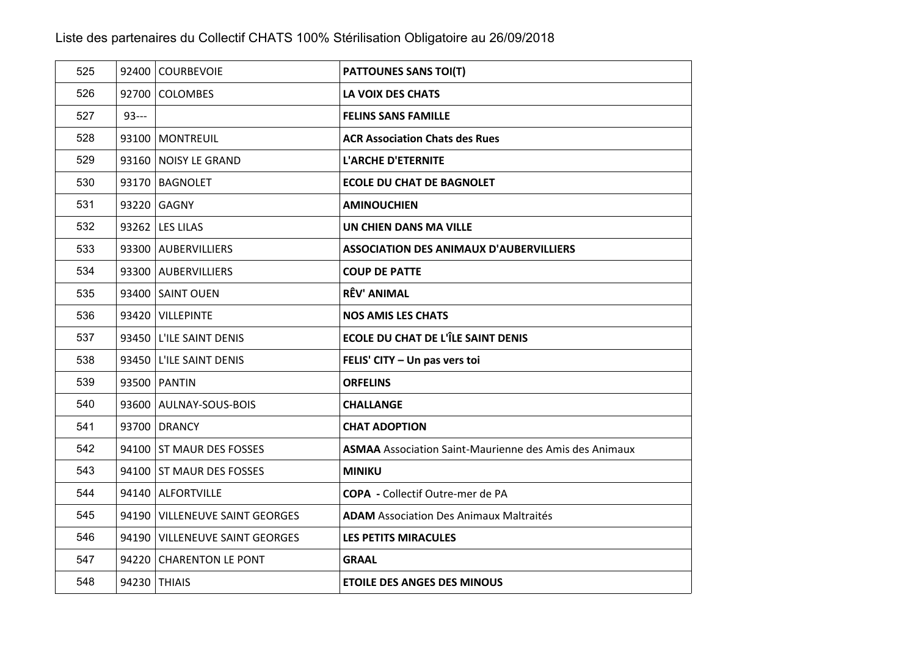Liste des partenaires du Collectif CHATS 100% Stérilisation Obligatoire au 26/09/2018

| | | | |
|---|---|---|---|
| 525 | 92400 | COURBEVOIE | **PATTOUNES SANS TOI(T)** |
| 526 | 92700 | COLOMBES | **LA VOIX DES CHATS** |
| 527 | 93--- | | **FELINS SANS FAMILLE** |
| 528 | 93100 | MONTREUIL | **ACR Association Chats des Rues** |
| 529 | 93160 | NOISY LE GRAND | **L'ARCHE D'ETERNITE** |
| 530 | 93170 | BAGNOLET | **ECOLE DU CHAT DE BAGNOLET** |
| 531 | 93220 | GAGNY | **AMINOUCHIEN** |
| 532 | 93262 | LES LILAS | **UN CHIEN DANS MA VILLE** |
| 533 | 93300 | AUBERVILLIERS | **ASSOCIATION DES ANIMAUX D'AUBERVILLIERS** |
| 534 | 93300 | AUBERVILLIERS | **COUP DE PATTE** |
| 535 | 93400 | SAINT OUEN | **RÊV' ANIMAL** |
| 536 | 93420 | VILLEPINTE | **NOS AMIS LES CHATS** |
| 537 | 93450 | L'ILE SAINT DENIS | **ECOLE DU CHAT DE L'ÎLE SAINT DENIS** |
| 538 | 93450 | L'ILE SAINT DENIS | **FELIS' CITY – Un pas vers toi** |
| 539 | 93500 | PANTIN | **ORFELINS** |
| 540 | 93600 | AULNAY-SOUS-BOIS | **CHALLANGE** |
| 541 | 93700 | DRANCY | **CHAT ADOPTION** |
| 542 | 94100 | ST MAUR DES FOSSES | **ASMAA** Association Saint-Maurienne des Amis des Animaux |
| 543 | 94100 | ST MAUR DES FOSSES | **MINIKU** |
| 544 | 94140 | ALFORTVILLE | **COPA** - Collectif Outre-mer de PA |
| 545 | 94190 | VILLENEUVE SAINT GEORGES | **ADAM** Association Des Animaux Maltraités |
| 546 | 94190 | VILLENEUVE SAINT GEORGES | **LES PETITS MIRACULES** |
| 547 | 94220 | CHARENTON LE PONT | **GRAAL** |
| 548 | 94230 | THIAIS | **ETOILE DES ANGES DES MINOUS** |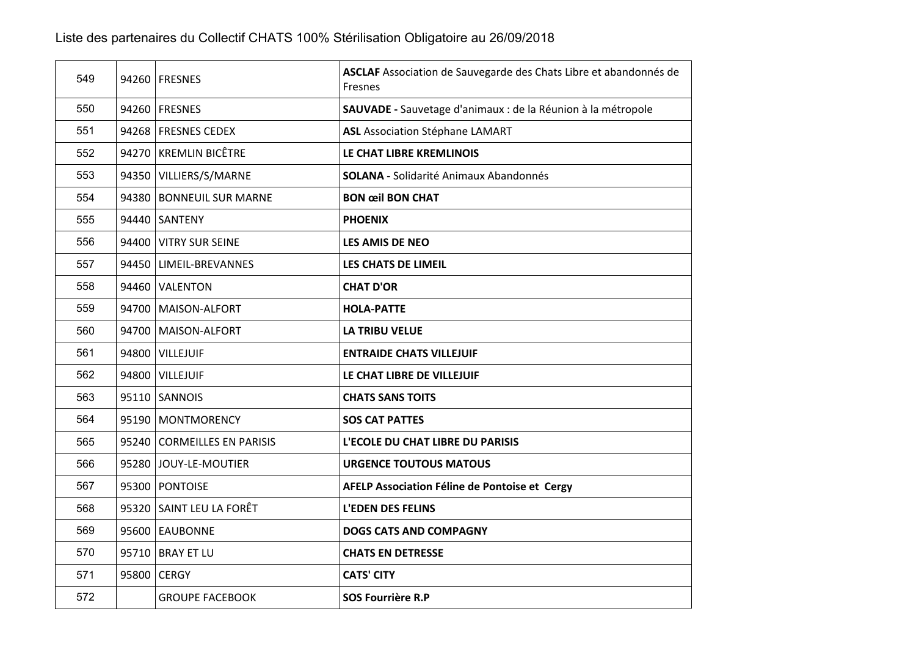Liste des partenaires du Collectif CHATS 100% Stérilisation Obligatoire au 26/09/2018

| | | | |
|---|---|---|---|
| 549 | 94260 | FRESNES | **ASCLAF** Association de Sauvegarde des Chats Libre et abandonnés de Fresnes |
| 550 | 94260 | FRESNES | **SAUVADE -** Sauvetage d'animaux : de la Réunion à la métropole |
| 551 | 94268 | FRESNES CEDEX | **ASL** Association Stéphane LAMART |
| 552 | 94270 | KREMLIN BICÊTRE | **LE CHAT LIBRE KREMLINOIS** |
| 553 | 94350 | VILLIERS/S/MARNE | **SOLANA -** Solidarité Animaux Abandonnés |
| 554 | 94380 | BONNEUIL SUR MARNE | **BON œil BON CHAT** |
| 555 | 94440 | SANTENY | **PHOENIX** |
| 556 | 94400 | VITRY SUR SEINE | **LES AMIS DE NEO** |
| 557 | 94450 | LIMEIL-BREVANNES | **LES CHATS DE LIMEIL** |
| 558 | 94460 | VALENTON | **CHAT D'OR** |
| 559 | 94700 | MAISON-ALFORT | **HOLA-PATTE** |
| 560 | 94700 | MAISON-ALFORT | **LA TRIBU VELUE** |
| 561 | 94800 | VILLEJUIF | **ENTRAIDE CHATS VILLEJUIF** |
| 562 | 94800 | VILLEJUIF | **LE CHAT LIBRE DE VILLEJUIF** |
| 563 | 95110 | SANNOIS | **CHATS SANS TOITS** |
| 564 | 95190 | MONTMORENCY | **SOS CAT PATTES** |
| 565 | 95240 | CORMEILLES EN PARISIS | **L'ECOLE DU CHAT LIBRE DU PARISIS** |
| 566 | 95280 | JOUY-LE-MOUTIER | **URGENCE TOUTOUS MATOUS** |
| 567 | 95300 | PONTOISE | **AFELP Association Féline de Pontoise et Cergy** |
| 568 | 95320 | SAINT LEU LA FORÊT | **L'EDEN DES FELINS** |
| 569 | 95600 | EAUBONNE | **DOGS CATS AND COMPAGNY** |
| 570 | 95710 | BRAY ET LU | **CHATS EN DETRESSE** |
| 571 | 95800 | CERGY | **CATS' CITY** |
| 572 | | GROUPE FACEBOOK | **SOS Fourrière R.P** |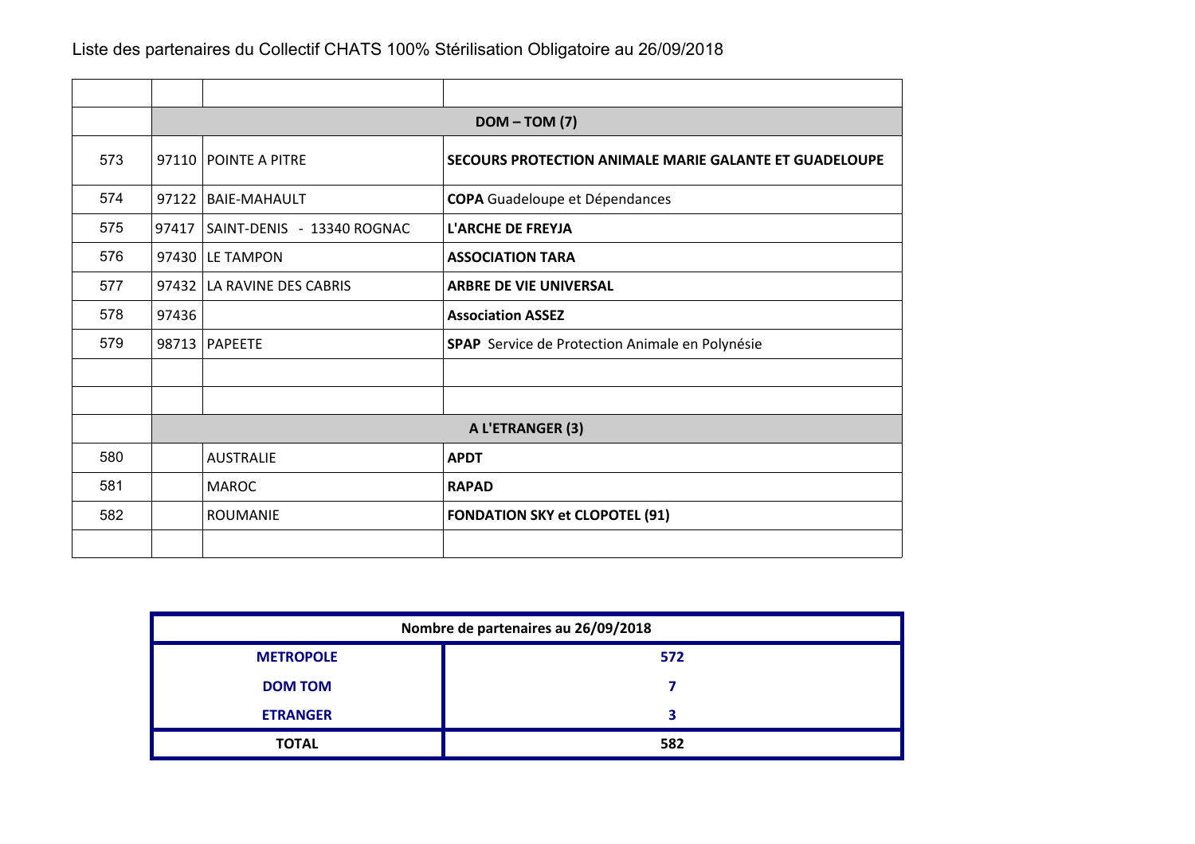Liste des partenaires du Collectif CHATS 100% Stérilisation Obligatoire au 26/09/2018

| | | | |
|---|---|---|---|
| | **DOM – TOM (7)** | | |
| 573 | 97110 | POINTE A PITRE | **SECOURS PROTECTION ANIMALE MARIE GALANTE ET GUADELOUPE** |
| 574 | 97122 | BAIE-MAHAULT | **COPA** Guadeloupe et Dépendances |
| 575 | 97417 | SAINT-DENIS - 13340 ROGNAC | **L'ARCHE DE FREYJA** |
| 576 | 97430 | LE TAMPON | **ASSOCIATION TARA** |
| 577 | 97432 | LA RAVINE DES CABRIS | **ARBRE DE VIE UNIVERSAL** |
| 578 | 97436 | | **Association ASSEZ** |
| 579 | 98713 | PAPEETE | **SPAP** Service de Protection Animale en Polynésie |
| | | | |
| | | | |
| | **A L'ETRANGER (3)** | | |
| 580 | | AUSTRALIE | **APDT** |
| 581 | | MAROC | **RAPAD** |
| 582 | | ROUMANIE | **FONDATION SKY et CLOPOTEL (91)** |
| | | | |

| **Nombre de partenaires au 26/09/2018** | |
|---|---|
| **METROPOLE** | **572** |
| **DOM TOM** | **7** |
| **ETRANGER** | **3** |
| **TOTAL** | **582** |